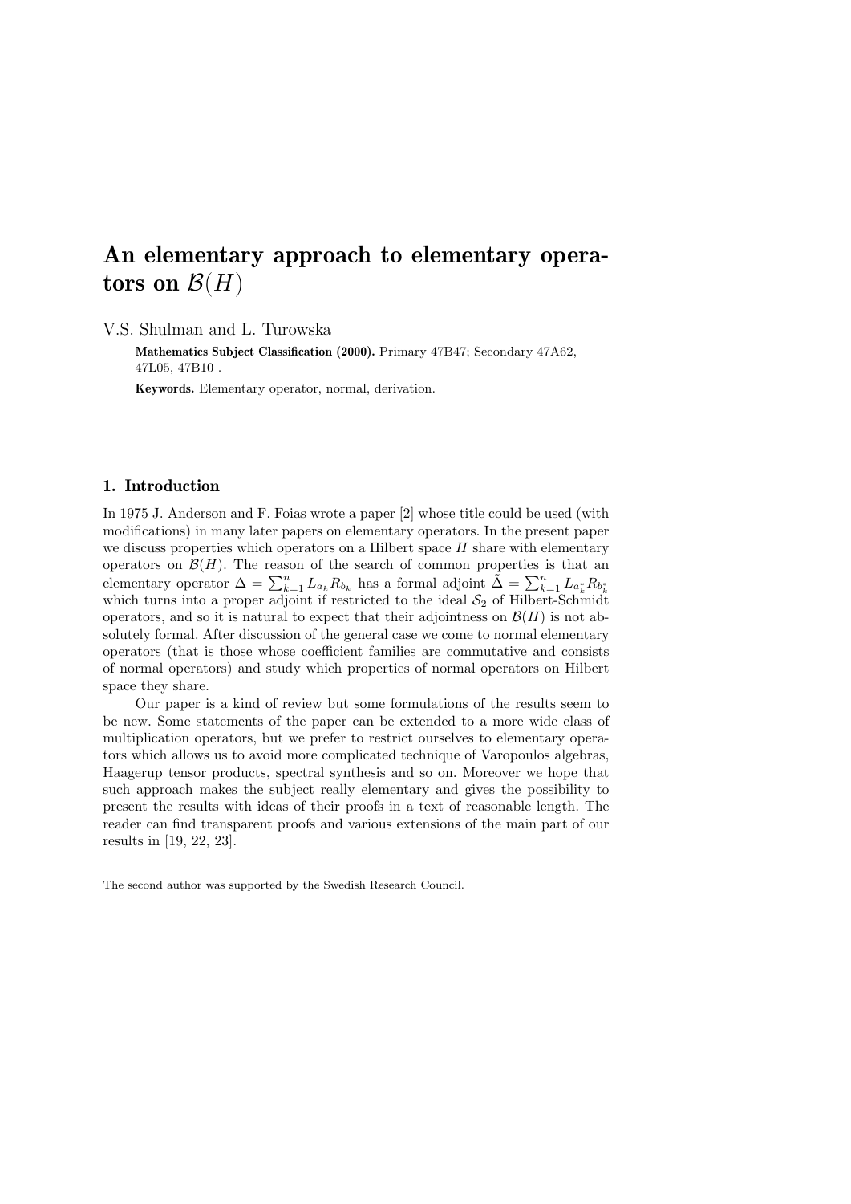# An elementary approach to elementary operators on $\mathcal{B}(H)$

V.S. Shulman and L. Turowska

**Mathematics Subject Classification (2000).** Primary 47B47; Secondary 47A62, 47L05, 47B10 .

**Keywords.** Elementary operator, normal, derivation.

## 1. Introduction

In 1975 J. Anderson and F. Foias wrote a paper [2] whose title could be used (with modifications) in many later papers on elementary operators. In the present paper we discuss properties which operators on a Hilbert space $H$ share with elementary operators on $\mathcal{B}(H)$. The reason of the search of common properties is that an elementary operator $\Delta = \sum_{k=1}^{n} L_{a_k} R_{b_k}$ has a formal adjoint $\tilde{\Delta} = \sum_{k=1}^{n} L_{a_k^*} R_{b_k^*}$ which turns into a proper adjoint if restricted to the ideal $\mathcal{S}_2$ of Hilbert-Schmidt operators, and so it is natural to expect that their adjointness on $\mathcal{B}(H)$ is not absolutely formal. After discussion of the general case we come to normal elementary operators (that is those whose coefficient families are commutative and consists of normal operators) and study which properties of normal operators on Hilbert space they share.

Our paper is a kind of review but some formulations of the results seem to be new. Some statements of the paper can be extended to a more wide class of multiplication operators, but we prefer to restrict ourselves to elementary operators which allows us to avoid more complicated technique of Varopoulos algebras, Haagerup tensor products, spectral synthesis and so on. Moreover we hope that such approach makes the subject really elementary and gives the possibility to present the results with ideas of their proofs in a text of reasonable length. The reader can find transparent proofs and various extensions of the main part of our results in [19, 22, 23].

The second author was supported by the Swedish Research Council.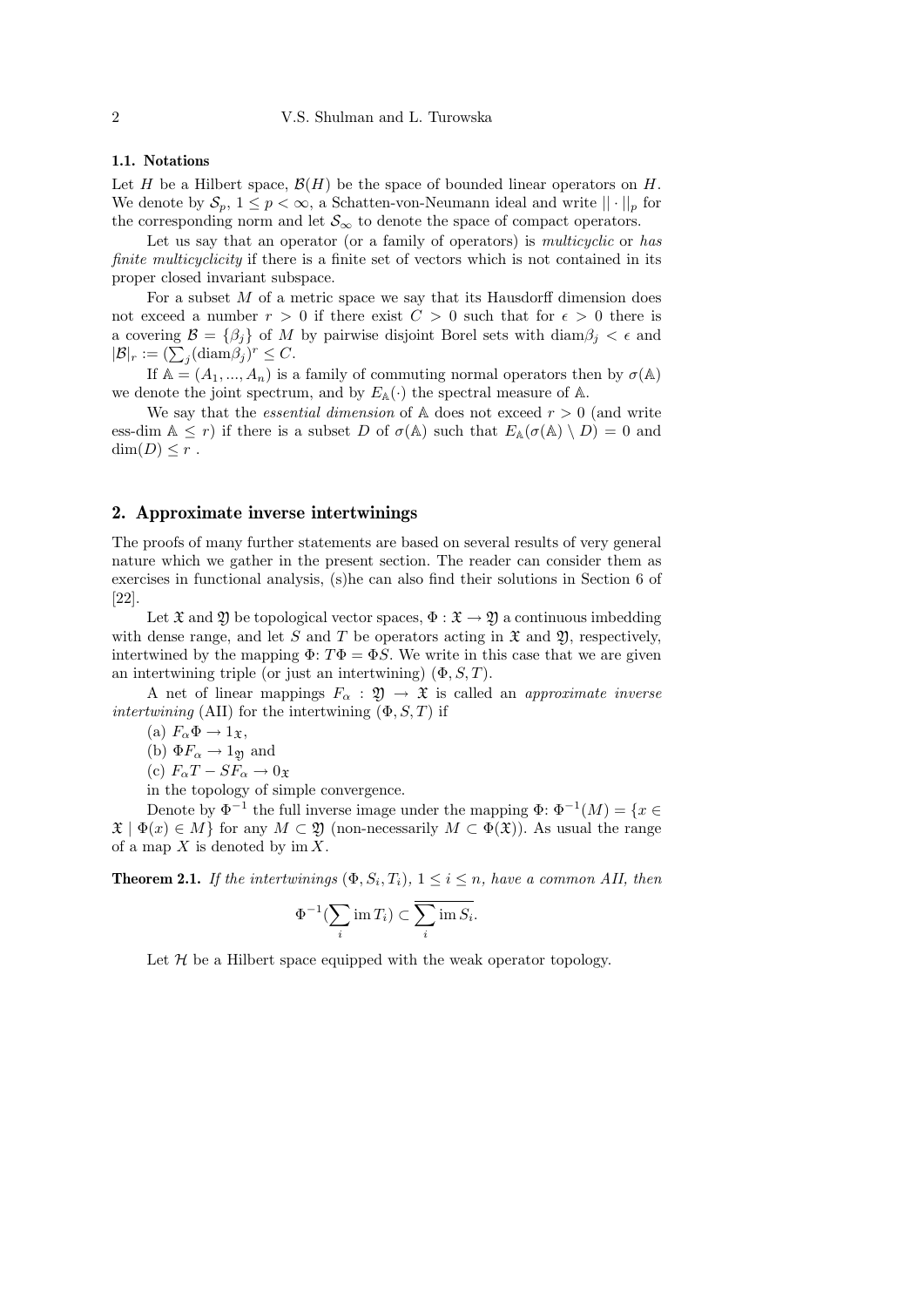### 1.1. Notations

Let $H$ be a Hilbert space, $\mathcal{B}(H)$ be the space of bounded linear operators on $H$. We denote by $\mathcal{S}_p$, $1 \le p < \infty$, a Schatten-von-Neumann ideal and write $||\cdot||_p$ for the corresponding norm and let $\mathcal{S}_\infty$ to denote the space of compact operators.

Let us say that an operator (or a family of operators) is *multicyclic* or *has finite multicyclicity* if there is a finite set of vectors which is not contained in its proper closed invariant subspace.

For a subset $M$ of a metric space we say that its Hausdorff dimension does not exceed a number $r > 0$ if there exist $C > 0$ such that for $\epsilon > 0$ there is a covering $\mathcal{B} = \{\beta_j\}$ of $M$ by pairwise disjoint Borel sets with $\text{diam}\beta_j < \epsilon$ and $|\mathcal{B}|_r := (\sum_j (\text{diam}\beta_j)^r \le C$.

If $\mathbb{A} = (A_1, ..., A_n)$ is a family of commuting normal operators then by $\sigma(\mathbb{A})$ we denote the joint spectrum, and by $E_{\mathbb{A}}(\cdot)$ the spectral measure of $\mathbb{A}$.

We say that the *essential dimension* of $\mathbb{A}$ does not exceed $r > 0$ (and write ess-dim $\mathbb{A} \le r$) if there is a subset $D$ of $\sigma(\mathbb{A})$ such that $E_{\mathbb{A}}(\sigma(\mathbb{A}) \setminus D) = 0$ and $\dim(D) \le r$ .

## 2. Approximate inverse intertwinings

The proofs of many further statements are based on several results of very general nature which we gather in the present section. The reader can consider them as exercises in functional analysis, (s)he can also find their solutions in Section 6 of [22].

Let $\mathfrak{X}$ and $\mathfrak{Y}$ be topological vector spaces, $\Phi : \mathfrak{X} \to \mathfrak{Y}$ a continuous imbedding with dense range, and let $S$ and $T$ be operators acting in $\mathfrak{X}$ and $\mathfrak{Y}$, respectively, intertwined by the mapping $\Phi$: $T\Phi = \Phi S$. We write in this case that we are given an intertwining triple (or just an intertwining) $(\Phi, S, T)$.

A net of linear mappings $F_\alpha : \mathfrak{Y} \to \mathfrak{X}$ is called an *approximate inverse intertwining* (AII) for the intertwining $(\Phi, S, T)$ if

(a) $F_\alpha \Phi \to 1_{\mathfrak{X}}$,

(b) $\Phi F_\alpha \to 1_{\mathfrak{Y}}$ and

(c) $F_\alpha T - SF_\alpha \to 0_{\mathfrak{X}}$

in the topology of simple convergence.

Denote by $\Phi^{-1}$ the full inverse image under the mapping $\Phi$: $\Phi^{-1}(M) = \{x \in \mathfrak{X} \mid \Phi(x) \in M\}$ for any $M \subset \mathfrak{Y}$ (non-necessarily $M \subset \Phi(\mathfrak{X})$). As usual the range of a map $X$ is denoted by $\text{im}\, X$.

**Theorem 2.1.** *If the intertwinings $(\Phi, S_i, T_i)$, $1 \le i \le n$, have a common AII, then*

$$\Phi^{-1}(\sum_i \text{im}\, T_i) \subset \overline{\sum_i \text{im}\, S_i}.$$

Let $\mathcal{H}$ be a Hilbert space equipped with the weak operator topology.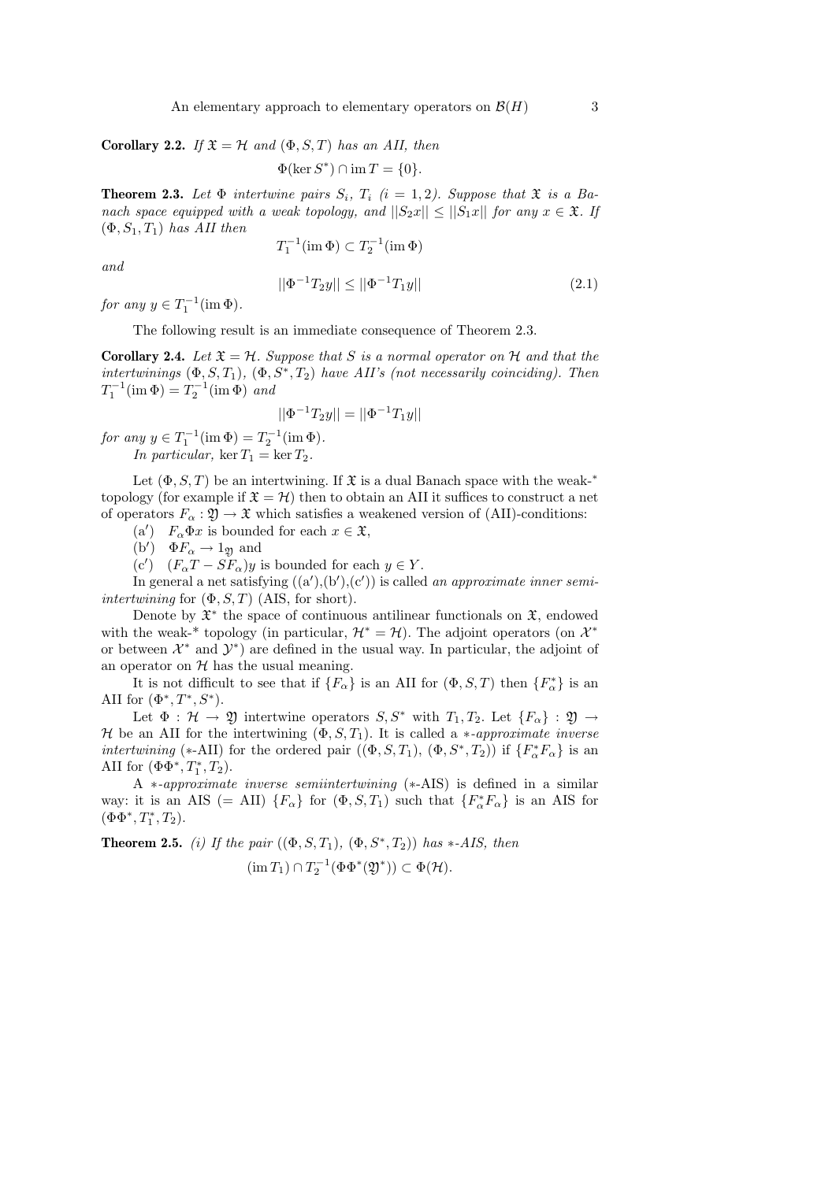**Corollary 2.2.** *If $\mathfrak{X} = \mathcal{H}$ and $(\Phi, S, T)$ has an AII, then*

$$\Phi(\ker S^*) \cap \operatorname{im} T = \{0\}.$$

**Theorem 2.3.** *Let $\Phi$ intertwine pairs $S_i$, $T_i$ $(i = 1, 2)$. Suppose that $\mathfrak{X}$ is a Banach space equipped with a weak topology, and $||S_2 x|| \leq ||S_1 x||$ for any $x \in \mathfrak{X}$. If $(\Phi, S_1, T_1)$ has AII then*

$$T_1^{-1}(\operatorname{im} \Phi) \subset T_2^{-1}(\operatorname{im} \Phi)$$

*and*

$$||\Phi^{-1} T_2 y|| \leq ||\Phi^{-1} T_1 y|| \tag{2.1}$$

*for any $y \in T_1^{-1}(\operatorname{im} \Phi)$.*

The following result is an immediate consequence of Theorem 2.3.

**Corollary 2.4.** *Let $\mathfrak{X} = \mathcal{H}$. Suppose that $S$ is a normal operator on $\mathcal{H}$ and that the intertwinings $(\Phi, S, T_1)$, $(\Phi, S^*, T_2)$ have AII's (not necessarily coinciding). Then $T_1^{-1}(\operatorname{im} \Phi) = T_2^{-1}(\operatorname{im} \Phi)$ and*

$$||\Phi^{-1} T_2 y|| = ||\Phi^{-1} T_1 y||$$

*for any $y \in T_1^{-1}(\operatorname{im} \Phi) = T_2^{-1}(\operatorname{im} \Phi)$.*

*In particular, $\ker T_1 = \ker T_2$.*

Let $(\Phi, S, T)$ be an intertwining. If $\mathfrak{X}$ is a dual Banach space with the weak-* topology (for example if $\mathfrak{X} = \mathcal{H}$) then to obtain an AII it suffices to construct a net of operators $F_\alpha : \mathfrak{Y} \to \mathfrak{X}$ which satisfies a weakened version of (AII)-conditions:

(a$'$) $F_\alpha \Phi x$ is bounded for each $x \in \mathfrak{X}$,

(b$'$) $\Phi F_\alpha \to 1_{\mathfrak{Y}}$ and

(c$'$) $(F_\alpha T - S F_\alpha) y$ is bounded for each $y \in Y$.

In general a net satisfying ((a$'$),(b$'$),(c$'$)) is called *an approximate inner semi-intertwining* for $(\Phi, S, T)$ (AIS, for short).

Denote by $\mathfrak{X}^*$ the space of continuous antilinear functionals on $\mathfrak{X}$, endowed with the weak-* topology (in particular, $\mathcal{H}^* = \mathcal{H}$). The adjoint operators (on $\mathcal{X}^*$ or between $\mathcal{X}^*$ and $\mathcal{Y}^*$) are defined in the usual way. In particular, the adjoint of an operator on $\mathcal{H}$ has the usual meaning.

It is not difficult to see that if $\{F_\alpha\}$ is an AII for $(\Phi, S, T)$ then $\{F_\alpha^*\}$ is an AII for $(\Phi^*, T^*, S^*)$.

Let $\Phi : \mathcal{H} \to \mathfrak{Y}$ intertwine operators $S, S^*$ with $T_1, T_2$. Let $\{F_\alpha\} : \mathfrak{Y} \to \mathcal{H}$ be an AII for the intertwining $(\Phi, S, T_1)$. It is called a *$*$-approximate inverse intertwining* ($*$-AII) for the ordered pair $((\Phi, S, T_1), (\Phi, S^*, T_2))$ if $\{F_\alpha^* F_\alpha\}$ is an AII for $(\Phi\Phi^*, T_1^*, T_2)$.

A *$*$-approximate inverse semiintertwining* ($*$-AIS) is defined in a similar way: it is an AIS (= AII) $\{F_\alpha\}$ for $(\Phi, S, T_1)$ such that $\{F_\alpha^* F_\alpha\}$ is an AIS for $(\Phi\Phi^*, T_1^*, T_2)$.

**Theorem 2.5.** *(i) If the pair $((\Phi, S, T_1), (\Phi, S^*, T_2))$ has $*$-AIS, then*

$$(\operatorname{im} T_1) \cap T_2^{-1}(\Phi\Phi^*(\mathfrak{Y}^*)) \subset \Phi(\mathcal{H}).$$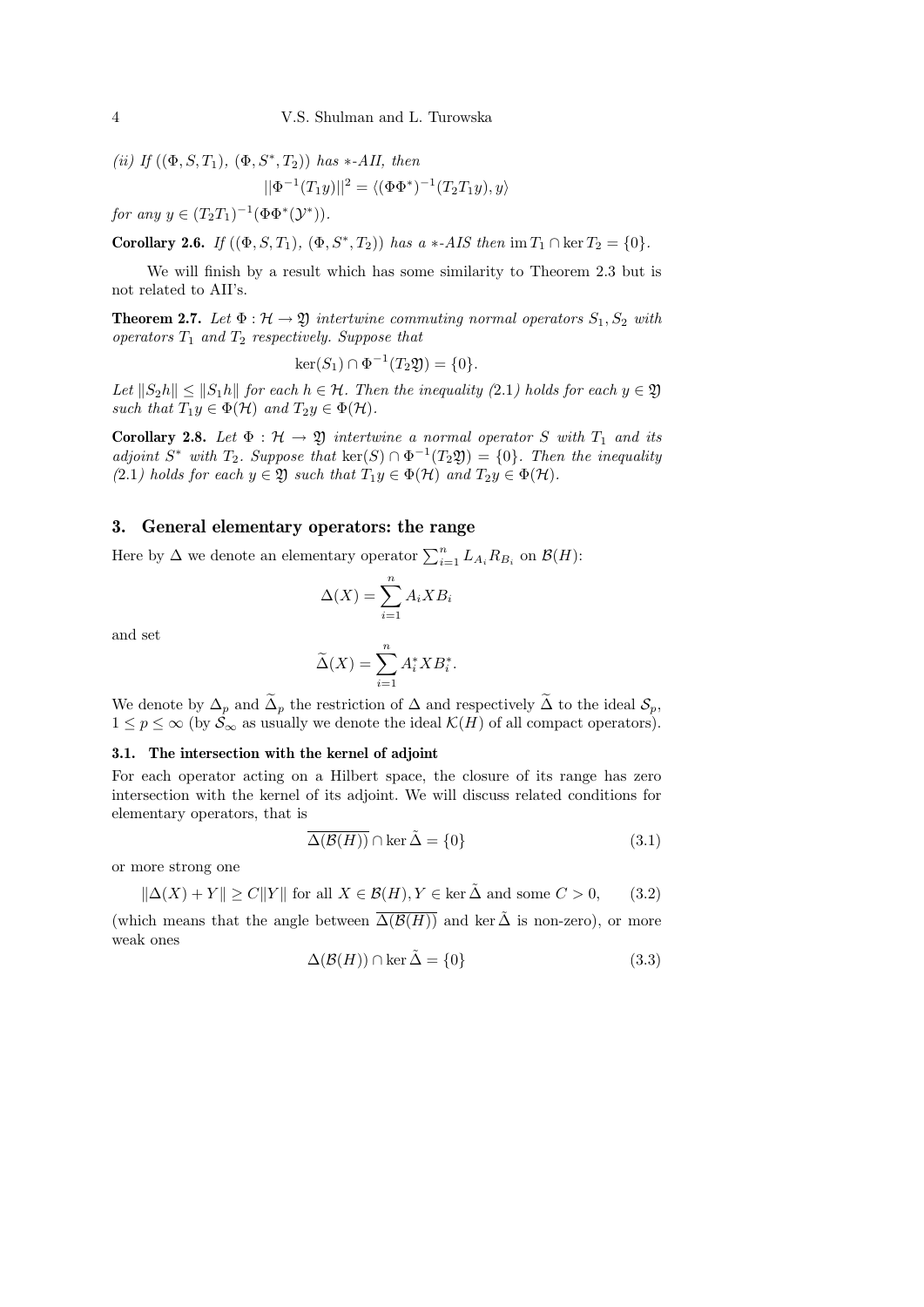*(ii) If $((\Phi, S, T_1), (\Phi, S^*, T_2))$ has $*$-AII, then*

$$||\Phi^{-1}(T_1 y)||^2 = \langle (\Phi\Phi^*)^{-1}(T_2 T_1 y), y\rangle$$

*for any $y \in (T_2T_1)^{-1}(\Phi\Phi^*(\mathcal{Y}^*))$.*

**Corollary 2.6.** *If $((\Phi, S, T_1), (\Phi, S^*, T_2))$ has a $*$-AIS then $\operatorname{im} T_1 \cap \ker T_2 = \{0\}$.*

We will finish by a result which has some similarity to Theorem 2.3 but is not related to AII's.

**Theorem 2.7.** *Let $\Phi : \mathcal{H} \to \mathfrak{Y}$ intertwine commuting normal operators $S_1, S_2$ with operators $T_1$ and $T_2$ respectively. Suppose that*

$$\ker(S_1) \cap \Phi^{-1}(T_2\mathfrak{Y}) = \{0\}.$$

*Let $\|S_2 h\| \le \|S_1 h\|$ for each $h \in \mathcal{H}$. Then the inequality (2.1) holds for each $y \in \mathfrak{Y}$ such that $T_1 y \in \Phi(\mathcal{H})$ and $T_2 y \in \Phi(\mathcal{H})$.*

**Corollary 2.8.** *Let $\Phi : \mathcal{H} \to \mathfrak{Y}$ intertwine a normal operator $S$ with $T_1$ and its adjoint $S^*$ with $T_2$. Suppose that $\ker(S) \cap \Phi^{-1}(T_2\mathfrak{Y}) = \{0\}$. Then the inequality (2.1) holds for each $y \in \mathfrak{Y}$ such that $T_1 y \in \Phi(\mathcal{H})$ and $T_2 y \in \Phi(\mathcal{H})$.*

## 3. General elementary operators: the range

Here by $\Delta$ we denote an elementary operator $\sum_{i=1}^n L_{A_i} R_{B_i}$ on $\mathcal{B}(H)$:

$$\Delta(X) = \sum_{i=1}^n A_i X B_i$$

and set

$$\widetilde{\Delta}(X) = \sum_{i=1}^n A_i^* X B_i^*.$$

We denote by $\Delta_p$ and $\widetilde{\Delta}_p$ the restriction of $\Delta$ and respectively $\widetilde{\Delta}$ to the ideal $\mathcal{S}_p$, $1 \le p \le \infty$ (by $\mathcal{S}_\infty$ as usually we denote the ideal $\mathcal{K}(H)$ of all compact operators).

### 3.1. The intersection with the kernel of adjoint

For each operator acting on a Hilbert space, the closure of its range has zero intersection with the kernel of its adjoint. We will discuss related conditions for elementary operators, that is

$$\overline{\Delta(\mathcal{B}(H))} \cap \ker \tilde{\Delta} = \{0\} \tag{3.1}$$

or more strong one

$$\|\Delta(X) + Y\| \ge C\|Y\| \text{ for all } X \in \mathcal{B}(H), Y \in \ker \tilde{\Delta} \text{ and some } C > 0, \tag{3.2}$$

(which means that the angle between $\overline{\Delta(\mathcal{B}(H))}$ and $\ker \tilde{\Delta}$ is non-zero), or more weak ones

$$\Delta(\mathcal{B}(H)) \cap \ker \tilde{\Delta} = \{0\} \tag{3.3}$$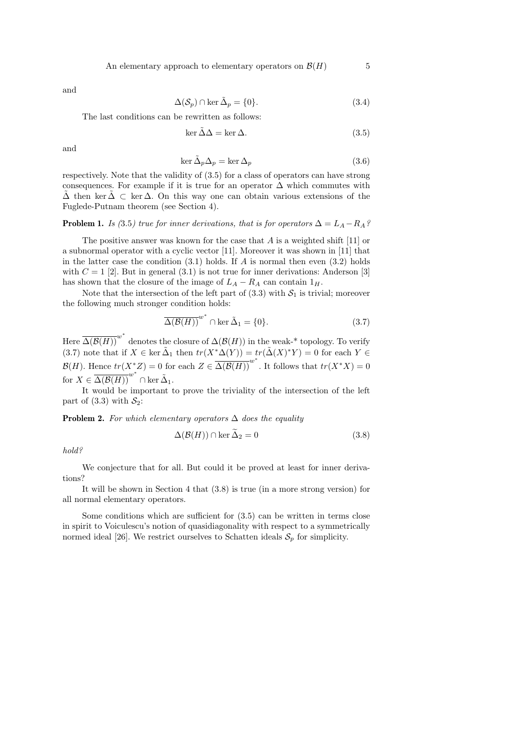and

$$\Delta(\mathcal{S}_p) \cap \ker \tilde{\Delta}_p = \{0\}. \tag{3.4}$$

The last conditions can be rewritten as follows:

$$\ker \tilde{\Delta}\Delta = \ker \Delta. \tag{3.5}$$

and

$$\ker \tilde{\Delta}_p \Delta_p = \ker \Delta_p \tag{3.6}$$

respectively. Note that the validity of (3.5) for a class of operators can have strong consequences. For example if it is true for an operator $\Delta$ which commutes with $\tilde{\Delta}$ then $\ker \tilde{\Delta} \subset \ker \Delta$. On this way one can obtain various extensions of the Fuglede-Putnam theorem (see Section 4).

**Problem 1.** *Is (3.5) true for inner derivations, that is for operators $\Delta = L_A - R_A$?*

The positive answer was known for the case that $A$ is a weighted shift [11] or a subnormal operator with a cyclic vector [11]. Moreover it was shown in [11] that in the latter case the condition (3.1) holds. If $A$ is normal then even (3.2) holds with $C = 1$ [2]. But in general (3.1) is not true for inner derivations: Anderson [3] has shown that the closure of the image of $L_A - R_A$ can contain $1_H$.

Note that the intersection of the left part of (3.3) with $\mathcal{S}_1$ is trivial; moreover the following much stronger condition holds:

$$\overline{\Delta(\mathcal{B}(H))}^{w^*} \cap \ker \tilde{\Delta}_1 = \{0\}. \tag{3.7}$$

Here $\overline{\Delta(\mathcal{B}(H))}^{w^*}$ denotes the closure of $\Delta(\mathcal{B}(H))$ in the weak-* topology. To verify (3.7) note that if $X \in \ker \tilde{\Delta}_1$ then $tr(X^*\Delta(Y)) = tr(\tilde{\Delta}(X)^*Y) = 0$ for each $Y \in \mathcal{B}(H)$. Hence $tr(X^*Z) = 0$ for each $Z \in \overline{\Delta(\mathcal{B}(H))}^{w^*}$. It follows that $tr(X^*X) = 0$ for $X \in \overline{\Delta(\mathcal{B}(H))}^{w^*} \cap \ker \tilde{\Delta}_1$.

It would be important to prove the triviality of the intersection of the left part of (3.3) with $\mathcal{S}_2$:

**Problem 2.** *For which elementary operators $\Delta$ does the equality*

$$\Delta(\mathcal{B}(H)) \cap \ker \widetilde{\Delta}_2 = 0 \tag{3.8}$$

*hold?*

We conjecture that for all. But could it be proved at least for inner derivations?

It will be shown in Section 4 that (3.8) is true (in a more strong version) for all normal elementary operators.

Some conditions which are sufficient for (3.5) can be written in terms close in spirit to Voiculescu's notion of quasidiagonality with respect to a symmetrically normed ideal [26]. We restrict ourselves to Schatten ideals $\mathcal{S}_p$ for simplicity.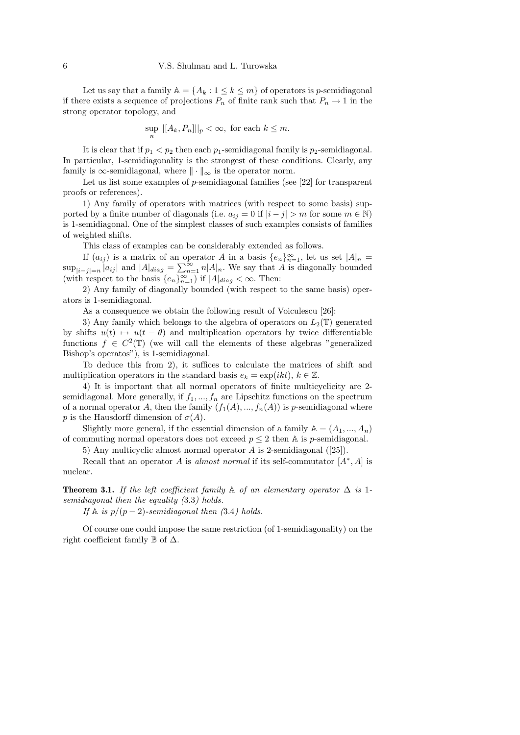Let us say that a family $\mathbb{A} = \{A_k : 1 \leq k \leq m\}$ of operators is $p$-semidiagonal if there exists a sequence of projections $P_n$ of finite rank such that $P_n \to 1$ in the strong operator topology, and

$$\sup_n ||[A_k, P_n]||_p < \infty, \text{ for each } k \leq m.$$

It is clear that if $p_1 < p_2$ then each $p_1$-semidiagonal family is $p_2$-semidiagonal. In particular, 1-semidiagonality is the strongest of these conditions. Clearly, any family is $\infty$-semidiagonal, where $\| \cdot \|_\infty$ is the operator norm.

Let us list some examples of $p$-semidiagonal families (see [22] for transparent proofs or references).

1) Any family of operators with matrices (with respect to some basis) supported by a finite number of diagonals (i.e. $a_{ij} = 0$ if $|i-j| > m$ for some $m \in \mathbb{N}$) is 1-semidiagonal. One of the simplest classes of such examples consists of families of weighted shifts.

This class of examples can be considerably extended as follows.

If $(a_{ij})$ is a matrix of an operator $A$ in a basis $\{e_n\}_{n=1}^{\infty}$, let us set $|A|_n = \sup_{|i-j|=n} |a_{ij}|$ and $|A|_{diag} = \sum_{n=1}^{\infty} n|A|_n$. We say that $A$ is diagonally bounded (with respect to the basis $\{e_n\}_{n=1}^{\infty}$) if $|A|_{diag} < \infty$. Then:

2) Any family of diagonally bounded (with respect to the same basis) operators is 1-semidiagonal.

As a consequence we obtain the following result of Voiculescu [26]:

3) Any family which belongs to the algebra of operators on $L_2(\mathbb{T})$ generated by shifts $u(t) \mapsto u(t-\theta)$ and multiplication operators by twice differentiable functions $f \in C^2(\mathbb{T})$ (we will call the elements of these algebras "generalized Bishop's operatos"), is 1-semidiagonal.

To deduce this from 2), it suffices to calculate the matrices of shift and multiplication operators in the standard basis $e_k = \exp(ikt)$, $k \in \mathbb{Z}$.

4) It is important that all normal operators of finite multicyclicity are 2-semidiagonal. More generally, if $f_1, ..., f_n$ are Lipschitz functions on the spectrum of a normal operator $A$, then the family $(f_1(A), ..., f_n(A))$ is $p$-semidiagonal where $p$ is the Hausdorff dimension of $\sigma(A)$.

Slightly more general, if the essential dimension of a family $\mathbb{A} = (A_1, ..., A_n)$ of commuting normal operators does not exceed $p \leq 2$ then $\mathbb{A}$ is $p$-semidiagonal.

5) Any multicyclic almost normal operator $A$ is 2-semidiagonal ([25]).

Recall that an operator $A$ is *almost normal* if its self-commutator $[A^*, A]$ is nuclear.

**Theorem 3.1.** *If the left coefficient family $\mathbb{A}$ of an elementary operator $\Delta$ is 1-semidiagonal then the equality (*3.3*) holds.*

*If $\mathbb{A}$ is $p/(p-2)$-semidiagonal then (*3.4*) holds.*

Of course one could impose the same restriction (of 1-semidiagonality) on the right coefficient family $\mathbb{B}$ of $\Delta$.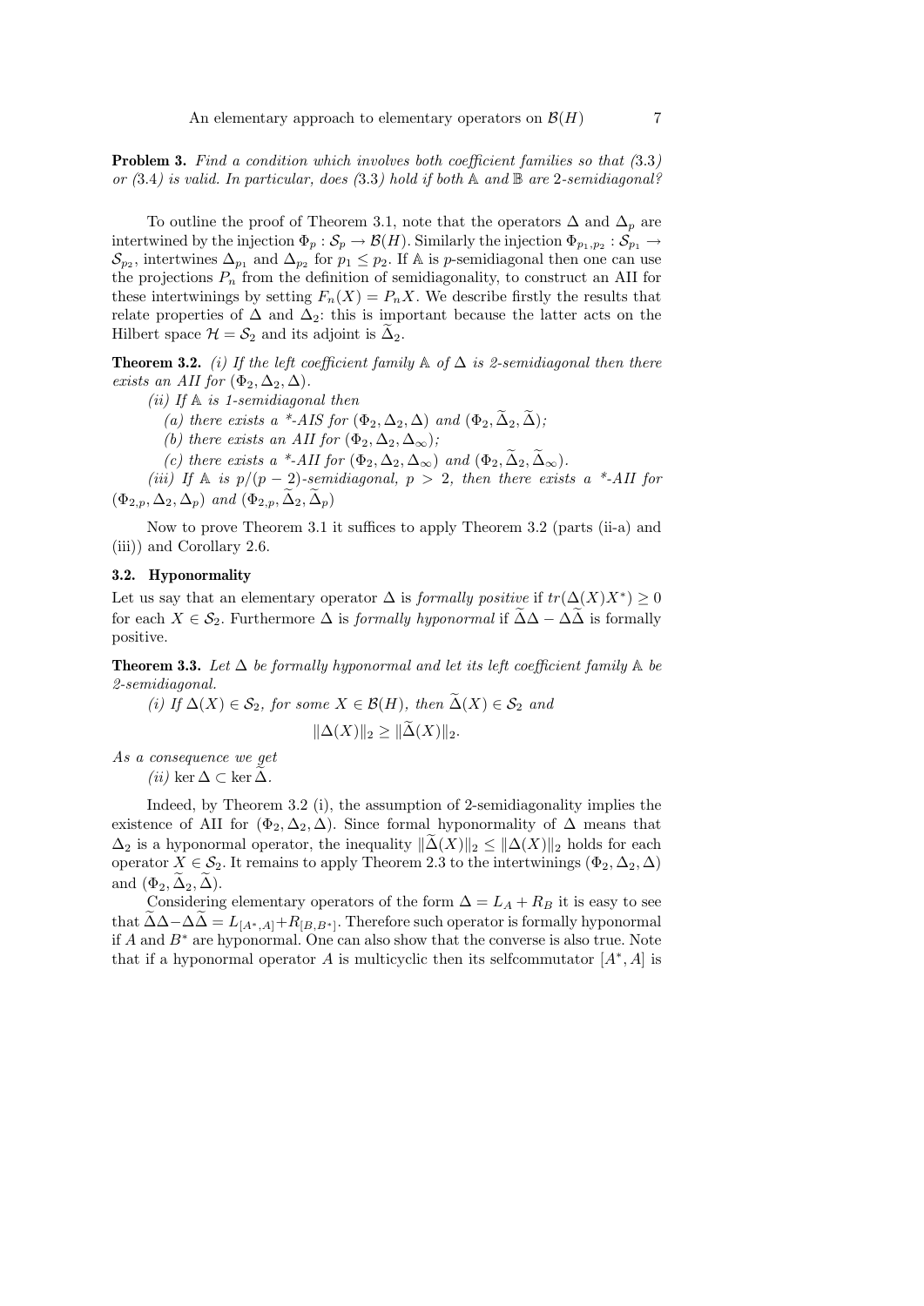**Problem 3.** *Find a condition which involves both coefficient families so that (*3.3*) or (*3.4*) is valid. In particular, does (*3.3*) hold if both $\mathbb{A}$ and $\mathbb{B}$ are* 2*-semidiagonal?*

To outline the proof of Theorem 3.1, note that the operators $\Delta$ and $\Delta_p$ are intertwined by the injection $\Phi_p : \mathcal{S}_p \to \mathcal{B}(H)$. Similarly the injection $\Phi_{p_1,p_2} : \mathcal{S}_{p_1} \to \mathcal{S}_{p_2}$, intertwines $\Delta_{p_1}$ and $\Delta_{p_2}$ for $p_1 \le p_2$. If $\mathbb{A}$ is $p$-semidiagonal then one can use the projections $P_n$ from the definition of semidiagonality, to construct an AII for these intertwinings by setting $F_n(X) = P_n X$. We describe firstly the results that relate properties of $\Delta$ and $\Delta_2$: this is important because the latter acts on the Hilbert space $\mathcal{H} = \mathcal{S}_2$ and its adjoint is $\widetilde{\Delta}_2$.

**Theorem 3.2.** *(i) If the left coefficient family $\mathbb{A}$ of $\Delta$ is 2-semidiagonal then there exists an AII for $(\Phi_2, \Delta_2, \Delta)$.*

*(ii) If $\mathbb{A}$ is 1-semidiagonal then*

*(a) there exists a \*-AIS for $(\Phi_2, \Delta_2, \Delta)$ and $(\Phi_2, \widetilde{\Delta}_2, \widetilde{\Delta})$;*

*(b) there exists an AII for $(\Phi_2, \Delta_2, \Delta_\infty)$;*

*(c) there exists a \*-AII for $(\Phi_2, \Delta_2, \Delta_\infty)$ and $(\Phi_2, \widetilde{\Delta}_2, \widetilde{\Delta}_\infty)$.*

*(iii) If $\mathbb{A}$ is $p/(p-2)$-semidiagonal, $p > 2$, then there exists a \*-AII for $(\Phi_{2,p}, \Delta_2, \Delta_p)$ and $(\Phi_{2,p}, \widetilde{\Delta}_2, \widetilde{\Delta}_p)$*

Now to prove Theorem 3.1 it suffices to apply Theorem 3.2 (parts (ii-a) and (iii)) and Corollary 2.6.

### 3.2. Hyponormality

Let us say that an elementary operator $\Delta$ is *formally positive* if $tr(\Delta(X)X^*) \ge 0$ for each $X \in \mathcal{S}_2$. Furthermore $\Delta$ is *formally hyponormal* if $\widetilde{\Delta}\Delta - \Delta\widetilde{\Delta}$ is formally positive.

**Theorem 3.3.** *Let $\Delta$ be formally hyponormal and let its left coefficient family $\mathbb{A}$ be 2-semidiagonal.*

*(i) If $\Delta(X) \in \mathcal{S}_2$, for some $X \in \mathcal{B}(H)$, then $\widetilde{\Delta}(X) \in \mathcal{S}_2$ and*

$$\|\Delta(X)\|_2 \ge \|\widetilde{\Delta}(X)\|_2.$$

*As a consequence we get*

*(ii)* $\ker \Delta \subset \ker \widetilde{\Delta}$.

Indeed, by Theorem 3.2 (i), the assumption of 2-semidiagonality implies the existence of AII for $(\Phi_2, \Delta_2, \Delta)$. Since formal hyponormality of $\Delta$ means that $\Delta_2$ is a hyponormal operator, the inequality $\|\widetilde{\Delta}(X)\|_2 \le \|\Delta(X)\|_2$ holds for each operator $X \in \mathcal{S}_2$. It remains to apply Theorem 2.3 to the intertwinings $(\Phi_2, \Delta_2, \Delta)$ and $(\Phi_2, \widetilde{\Delta}_2, \widetilde{\Delta})$.

Considering elementary operators of the form $\Delta = L_A + R_B$ it is easy to see that $\widetilde{\Delta}\Delta - \Delta\widetilde{\Delta} = L_{[A^*,A]} + R_{[B,B^*]}$. Therefore such operator is formally hyponormal if $A$ and $B^*$ are hyponormal. One can also show that the converse is also true. Note that if a hyponormal operator $A$ is multicyclic then its selfcommutator $[A^*, A]$ is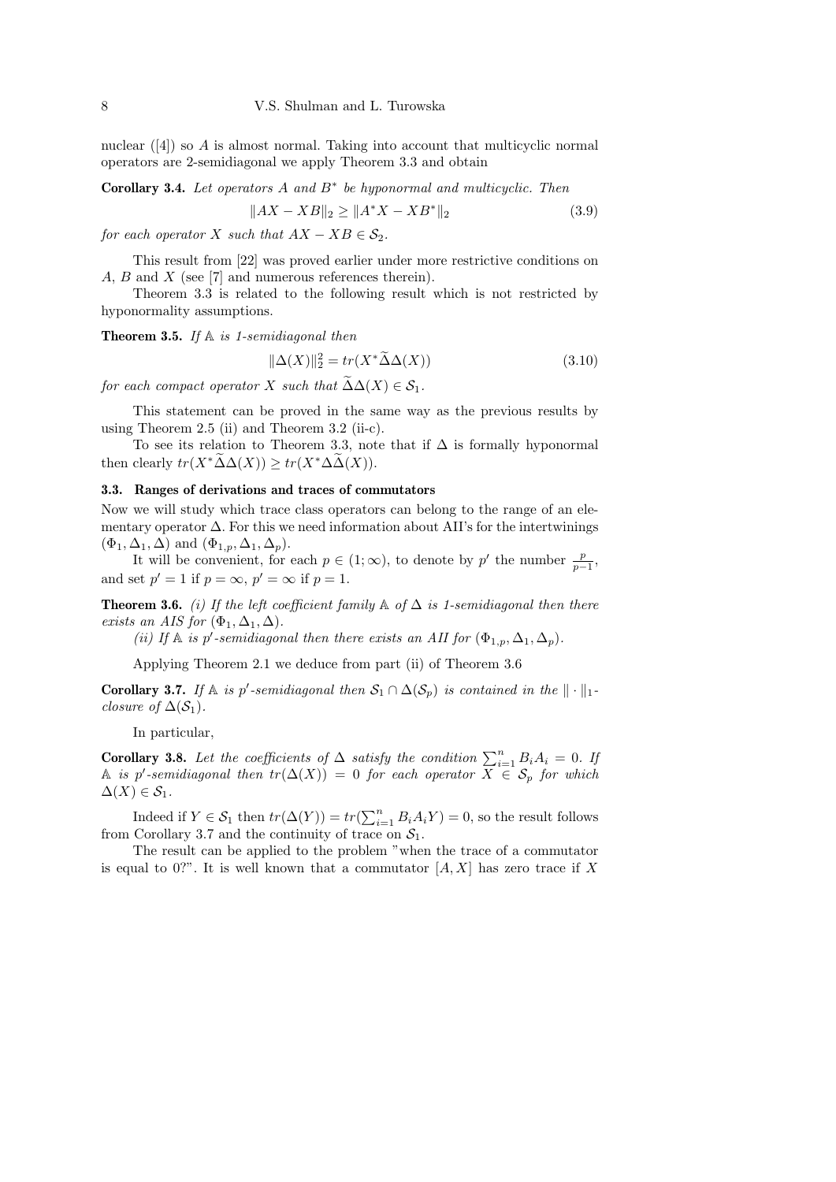nuclear ([4]) so $A$ is almost normal. Taking into account that multicyclic normal operators are 2-semidiagonal we apply Theorem 3.3 and obtain

**Corollary 3.4.** *Let operators $A$ and $B^*$ be hyponormal and multicyclic. Then*

$$\|AX - XB\|_2 \geq \|A^*X - XB^*\|_2 \tag{3.9}$$

*for each operator $X$ such that $AX - XB \in \mathcal{S}_2$.*

This result from [22] was proved earlier under more restrictive conditions on $A$, $B$ and $X$ (see [7] and numerous references therein).

Theorem 3.3 is related to the following result which is not restricted by hyponormality assumptions.

**Theorem 3.5.** *If $\mathbb{A}$ is 1-semidiagonal then*

$$\|\Delta(X)\|_2^2 = tr(X^*\widetilde{\Delta}\Delta(X)) \tag{3.10}$$

*for each compact operator $X$ such that $\widetilde{\Delta}\Delta(X) \in \mathcal{S}_1$.*

This statement can be proved in the same way as the previous results by using Theorem 2.5 (ii) and Theorem 3.2 (ii-c).

To see its relation to Theorem 3.3, note that if $\Delta$ is formally hyponormal then clearly $tr(X^*\widetilde{\Delta}\Delta(X)) \geq tr(X^*\Delta\widetilde{\Delta}(X))$.

### 3.3. Ranges of derivations and traces of commutators

Now we will study which trace class operators can belong to the range of an elementary operator $\Delta$. For this we need information about AII's for the intertwinings $(\Phi_1, \Delta_1, \Delta)$ and $(\Phi_{1,p}, \Delta_1, \Delta_p)$.

It will be convenient, for each $p \in (1;\infty)$, to denote by $p'$ the number $\frac{p}{p-1}$, and set $p' = 1$ if $p = \infty$, $p' = \infty$ if $p = 1$.

**Theorem 3.6.** *(i) If the left coefficient family $\mathbb{A}$ of $\Delta$ is 1-semidiagonal then there exists an AIS for $(\Phi_1, \Delta_1, \Delta)$.*

*(ii) If $\mathbb{A}$ is $p'$-semidiagonal then there exists an AII for $(\Phi_{1,p}, \Delta_1, \Delta_p)$.*

Applying Theorem 2.1 we deduce from part (ii) of Theorem 3.6

**Corollary 3.7.** *If $\mathbb{A}$ is $p'$-semidiagonal then $\mathcal{S}_1 \cap \Delta(\mathcal{S}_p)$ is contained in the $\|\cdot\|_1$-closure of $\Delta(\mathcal{S}_1)$.*

In particular,

**Corollary 3.8.** *Let the coefficients of $\Delta$ satisfy the condition $\sum_{i=1}^n B_iA_i = 0$. If $\mathbb{A}$ is $p'$-semidiagonal then $tr(\Delta(X)) = 0$ for each operator $X \in \mathcal{S}_p$ for which $\Delta(X) \in \mathcal{S}_1$.*

Indeed if $Y \in \mathcal{S}_1$ then $tr(\Delta(Y)) = tr(\sum_{i=1}^n B_iA_iY) = 0$, so the result follows from Corollary 3.7 and the continuity of trace on $\mathcal{S}_1$.

The result can be applied to the problem "when the trace of a commutator is equal to 0?". It is well known that a commutator $[A, X]$ has zero trace if $X$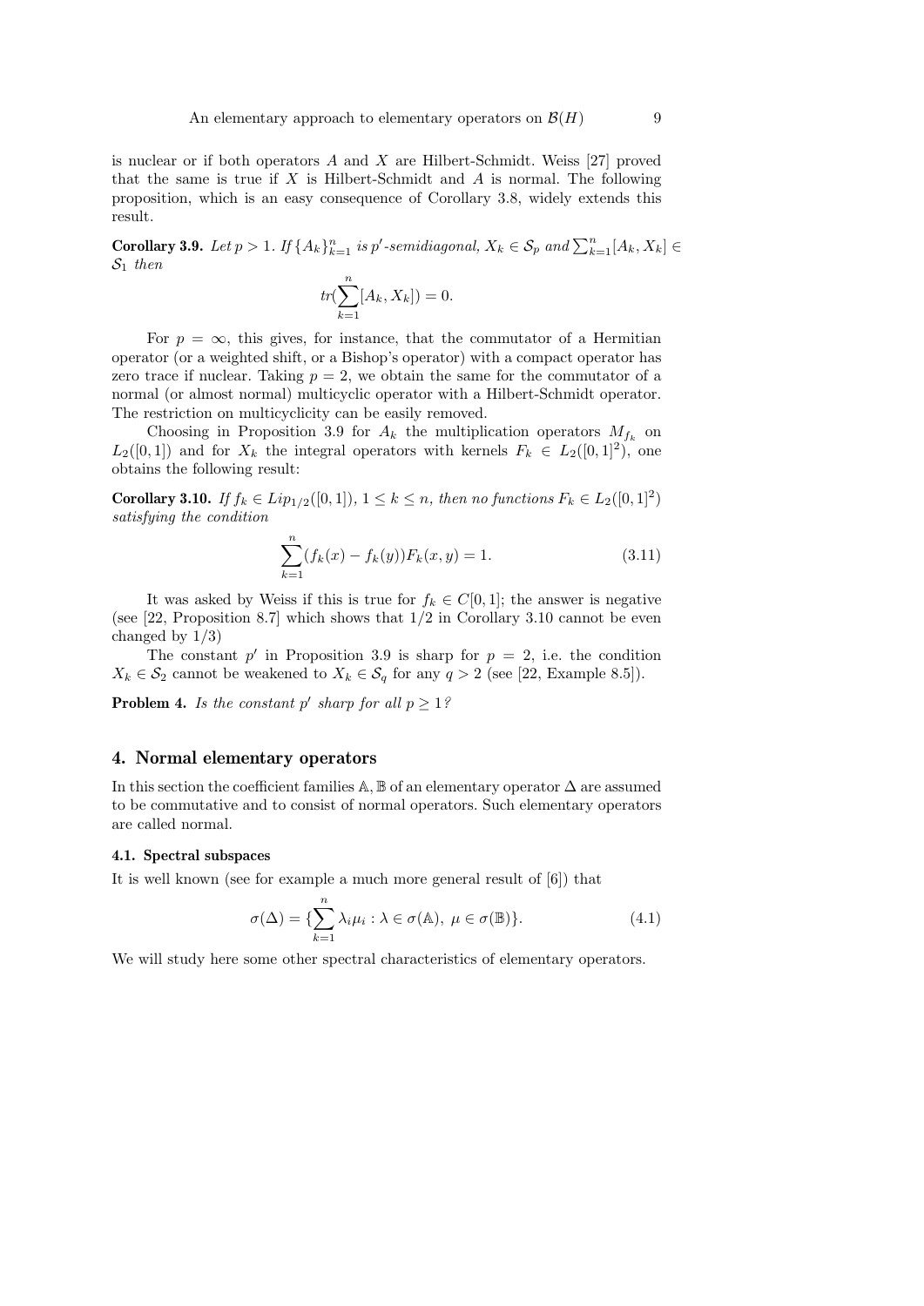is nuclear or if both operators $A$ and $X$ are Hilbert-Schmidt. Weiss [27] proved that the same is true if $X$ is Hilbert-Schmidt and $A$ is normal. The following proposition, which is an easy consequence of Corollary 3.8, widely extends this result.

**Corollary 3.9.** *Let $p > 1$. If $\{A_k\}_{k=1}^n$ is $p'$-semidiagonal, $X_k \in \mathcal{S}_p$ and $\sum_{k=1}^n [A_k, X_k] \in \mathcal{S}_1$ then*

$$tr(\sum_{k=1}^n [A_k, X_k]) = 0.$$

For $p = \infty$, this gives, for instance, that the commutator of a Hermitian operator (or a weighted shift, or a Bishop's operator) with a compact operator has zero trace if nuclear. Taking $p = 2$, we obtain the same for the commutator of a normal (or almost normal) multicyclic operator with a Hilbert-Schmidt operator. The restriction on multicyclicity can be easily removed.

Choosing in Proposition 3.9 for $A_k$ the multiplication operators $M_{f_k}$ on $L_2([0,1])$ and for $X_k$ the integral operators with kernels $F_k \in L_2([0,1]^2)$, one obtains the following result:

**Corollary 3.10.** *If $f_k \in Lip_{1/2}([0,1])$, $1 \leq k \leq n$, then no functions $F_k \in L_2([0,1]^2)$ satisfying the condition*

$$\sum_{k=1}^n (f_k(x) - f_k(y))F_k(x,y) = 1. \tag{3.11}$$

It was asked by Weiss if this is true for $f_k \in C[0,1]$; the answer is negative (see [22, Proposition 8.7] which shows that $1/2$ in Corollary 3.10 cannot be even changed by $1/3$)

The constant $p'$ in Proposition 3.9 is sharp for $p = 2$, i.e. the condition $X_k \in \mathcal{S}_2$ cannot be weakened to $X_k \in \mathcal{S}_q$ for any $q > 2$ (see [22, Example 8.5]).

**Problem 4.** *Is the constant $p'$ sharp for all $p \geq 1$?*

## 4. Normal elementary operators

In this section the coefficient families $\mathbb{A}, \mathbb{B}$ of an elementary operator $\Delta$ are assumed to be commutative and to consist of normal operators. Such elementary operators are called normal.

### 4.1. Spectral subspaces

It is well known (see for example a much more general result of [6]) that

$$\sigma(\Delta) = \{\sum_{k=1}^n \lambda_i \mu_i : \lambda \in \sigma(\mathbb{A}),\ \mu \in \sigma(\mathbb{B})\}. \tag{4.1}$$

We will study here some other spectral characteristics of elementary operators.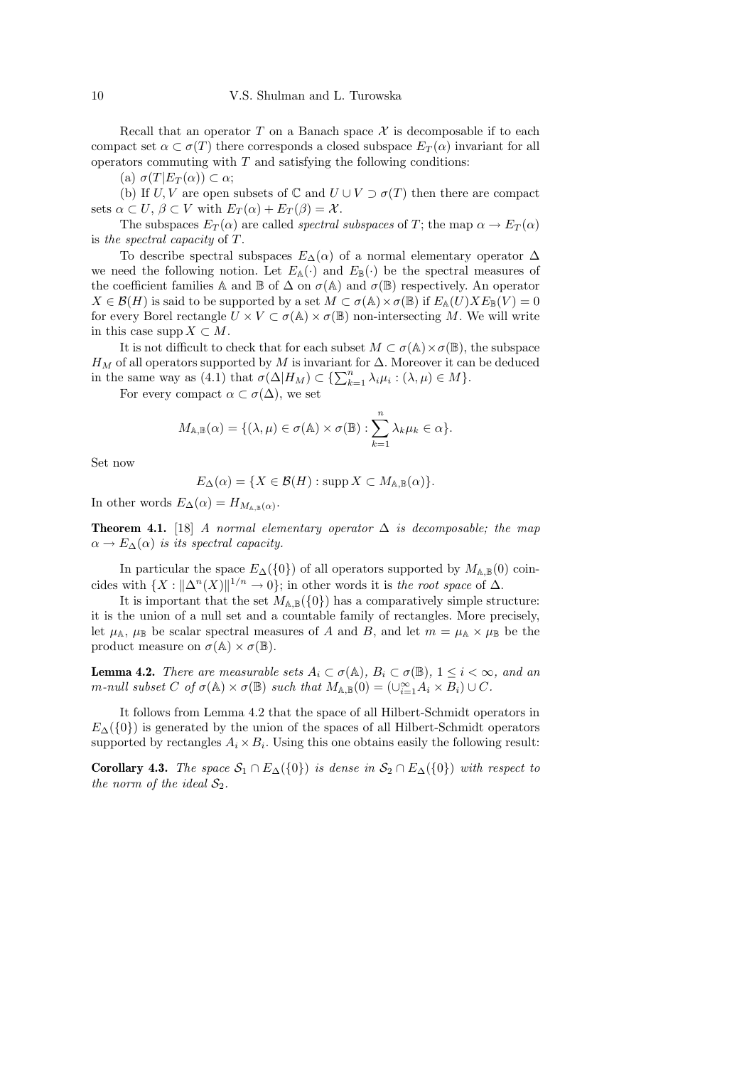Recall that an operator $T$ on a Banach space $\mathcal{X}$ is decomposable if to each compact set $\alpha \subset \sigma(T)$ there corresponds a closed subspace $E_T(\alpha)$ invariant for all operators commuting with $T$ and satisfying the following conditions:

(a) $\sigma(T|E_T(\alpha)) \subset \alpha$;

(b) If $U, V$ are open subsets of $\mathbb{C}$ and $U \cup V \supset \sigma(T)$ then there are compact sets $\alpha \subset U$, $\beta \subset V$ with $E_T(\alpha) + E_T(\beta) = \mathcal{X}$.

The subspaces $E_T(\alpha)$ are called *spectral subspaces* of $T$; the map $\alpha \to E_T(\alpha)$ is *the spectral capacity* of $T$.

To describe spectral subspaces $E_\Delta(\alpha)$ of a normal elementary operator $\Delta$ we need the following notion. Let $E_{\mathbb{A}}(\cdot)$ and $E_{\mathbb{B}}(\cdot)$ be the spectral measures of the coefficient families $\mathbb{A}$ and $\mathbb{B}$ of $\Delta$ on $\sigma(\mathbb{A})$ and $\sigma(\mathbb{B})$ respectively. An operator $X \in \mathcal{B}(H)$ is said to be supported by a set $M \subset \sigma(\mathbb{A}) \times \sigma(\mathbb{B})$ if $E_{\mathbb{A}}(U) X E_{\mathbb{B}}(V) = 0$ for every Borel rectangle $U \times V \subset \sigma(\mathbb{A}) \times \sigma(\mathbb{B})$ non-intersecting $M$. We will write in this case $\operatorname{supp} X \subset M$.

It is not difficult to check that for each subset $M \subset \sigma(\mathbb{A}) \times \sigma(\mathbb{B})$, the subspace $H_M$ of all operators supported by $M$ is invariant for $\Delta$. Moreover it can be deduced in the same way as (4.1) that $\sigma(\Delta|H_M) \subset \{\sum_{k=1}^n \lambda_i \mu_i : (\lambda, \mu) \in M\}$.

For every compact $\alpha \subset \sigma(\Delta)$, we set

$$M_{\mathbb{A},\mathbb{B}}(\alpha) = \{(\lambda, \mu) \in \sigma(\mathbb{A}) \times \sigma(\mathbb{B}) : \sum_{k=1}^n \lambda_k \mu_k \in \alpha\}.$$

Set now

$$E_\Delta(\alpha) = \{X \in \mathcal{B}(H) : \operatorname{supp} X \subset M_{\mathbb{A},\mathbb{B}}(\alpha)\}.$$

In other words $E_\Delta(\alpha) = H_{M_{\mathbb{A},\mathbb{B}}(\alpha)}$.

**Theorem 4.1.** [18] *A normal elementary operator $\Delta$ is decomposable; the map $\alpha \to E_\Delta(\alpha)$ is its spectral capacity.*

In particular the space $E_\Delta(\{0\})$ of all operators supported by $M_{\mathbb{A},\mathbb{B}}(0)$ coincides with $\{X : \|\Delta^n(X)\|^{1/n} \to 0\}$; in other words it is *the root space* of $\Delta$.

It is important that the set $M_{\mathbb{A},\mathbb{B}}(\{0\})$ has a comparatively simple structure: it is the union of a null set and a countable family of rectangles. More precisely, let $\mu_{\mathbb{A}}$, $\mu_{\mathbb{B}}$ be scalar spectral measures of $A$ and $B$, and let $m = \mu_{\mathbb{A}} \times \mu_{\mathbb{B}}$ be the product measure on $\sigma(\mathbb{A}) \times \sigma(\mathbb{B})$.

**Lemma 4.2.** *There are measurable sets $A_i \subset \sigma(\mathbb{A})$, $B_i \subset \sigma(\mathbb{B})$, $1 \le i < \infty$, and an $m$-null subset $C$ of $\sigma(\mathbb{A}) \times \sigma(\mathbb{B})$ such that $M_{\mathbb{A},\mathbb{B}}(0) = (\cup_{i=1}^\infty A_i \times B_i) \cup C$.*

It follows from Lemma 4.2 that the space of all Hilbert-Schmidt operators in $E_\Delta(\{0\})$ is generated by the union of the spaces of all Hilbert-Schmidt operators supported by rectangles $A_i \times B_i$. Using this one obtains easily the following result:

**Corollary 4.3.** *The space $\mathcal{S}_1 \cap E_\Delta(\{0\})$ is dense in $\mathcal{S}_2 \cap E_\Delta(\{0\})$ with respect to the norm of the ideal $\mathcal{S}_2$.*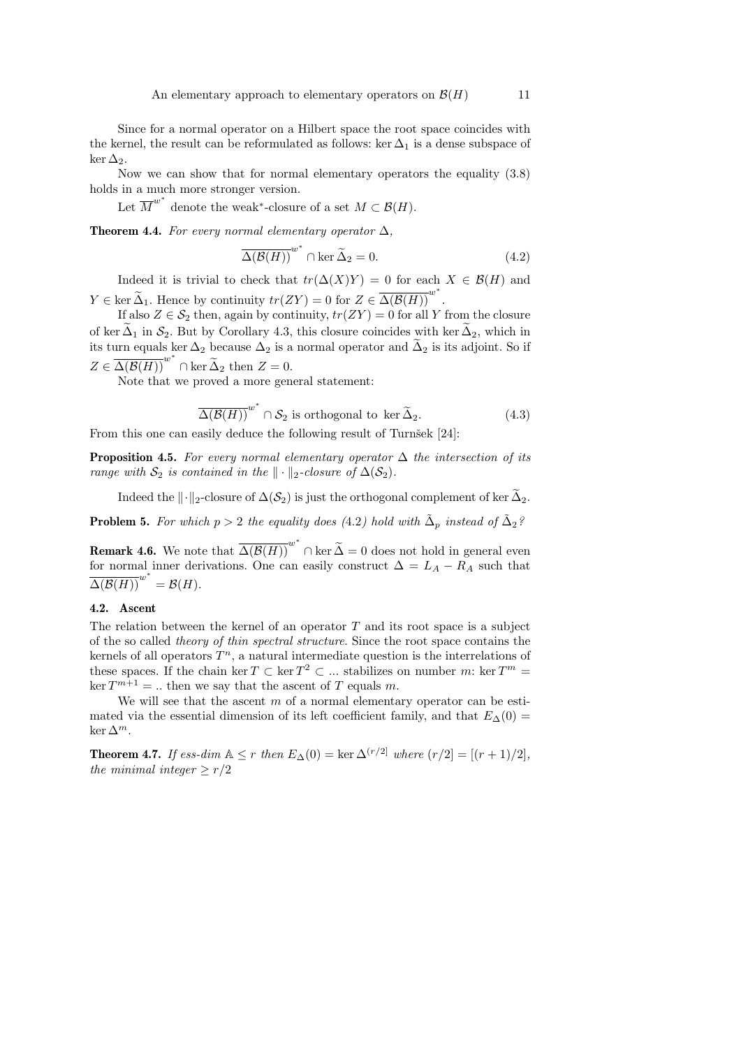Since for a normal operator on a Hilbert space the root space coincides with the kernel, the result can be reformulated as follows: $\ker \Delta_1$ is a dense subspace of $\ker \Delta_2$.

Now we can show that for normal elementary operators the equality (3.8) holds in a much more stronger version.

Let $\overline{M}^{w^*}$ denote the weak$^*$-closure of a set $M \subset \mathcal{B}(H)$.

**Theorem 4.4.** *For every normal elementary operator $\Delta$,*

$$\overline{\Delta(\mathcal{B}(H))}^{w^*} \cap \ker \widetilde{\Delta}_2 = 0. \tag{4.2}$$

Indeed it is trivial to check that $tr(\Delta(X)Y) = 0$ for each $X \in \mathcal{B}(H)$ and $Y \in \ker \widetilde{\Delta}_1$. Hence by continuity $tr(ZY) = 0$ for $Z \in \overline{\Delta(\mathcal{B}(H))}^{w^*}$.

If also $Z \in \mathcal{S}_2$ then, again by continuity, $tr(ZY) = 0$ for all $Y$ from the closure of $\ker \widetilde{\Delta}_1$ in $\mathcal{S}_2$. But by Corollary 4.3, this closure coincides with $\ker \widetilde{\Delta}_2$, which in its turn equals $\ker \Delta_2$ because $\Delta_2$ is a normal operator and $\widetilde{\Delta}_2$ is its adjoint. So if $Z \in \overline{\Delta(\mathcal{B}(H))}^{w^*} \cap \ker \widetilde{\Delta}_2$ then $Z = 0$.

Note that we proved a more general statement:

$$\overline{\Delta(\mathcal{B}(H))}^{w^*} \cap \mathcal{S}_2 \text{ is orthogonal to } \ker \widetilde{\Delta}_2. \tag{4.3}$$

From this one can easily deduce the following result of Turnšek [24]:

**Proposition 4.5.** *For every normal elementary operator $\Delta$ the intersection of its range with $\mathcal{S}_2$ is contained in the $\|\cdot\|_2$-closure of $\Delta(\mathcal{S}_2)$.*

Indeed the $\|\cdot\|_2$-closure of $\Delta(\mathcal{S}_2)$ is just the orthogonal complement of $\ker \widetilde{\Delta}_2$.

**Problem 5.** *For which $p > 2$ the equality does (4.2) hold with $\tilde{\Delta}_p$ instead of $\tilde{\Delta}_2$?*

**Remark 4.6.** We note that $\overline{\Delta(\mathcal{B}(H))}^{w^*} \cap \ker \widetilde{\Delta} = 0$ does not hold in general even for normal inner derivations. One can easily construct $\Delta = L_A - R_A$ such that $\overline{\Delta(\mathcal{B}(H))}^{w^*} = \mathcal{B}(H)$.

### 4.2. Ascent

The relation between the kernel of an operator $T$ and its root space is a subject of the so called *theory of thin spectral structure*. Since the root space contains the kernels of all operators $T^n$, a natural intermediate question is the interrelations of these spaces. If the chain $\ker T \subset \ker T^2 \subset \ldots$ stabilizes on number $m$: $\ker T^m = \ker T^{m+1} = ..$ then we say that the ascent of $T$ equals $m$.

We will see that the ascent $m$ of a normal elementary operator can be estimated via the essential dimension of its left coefficient family, and that $E_\Delta(0) = \ker \Delta^m$.

**Theorem 4.7.** *If ess-dim $\mathbb{A} \le r$ then $E_\Delta(0) = \ker \Delta^{(r/2]}$ where $(r/2] = [(r+1)/2]$, the minimal integer $\geq r/2$*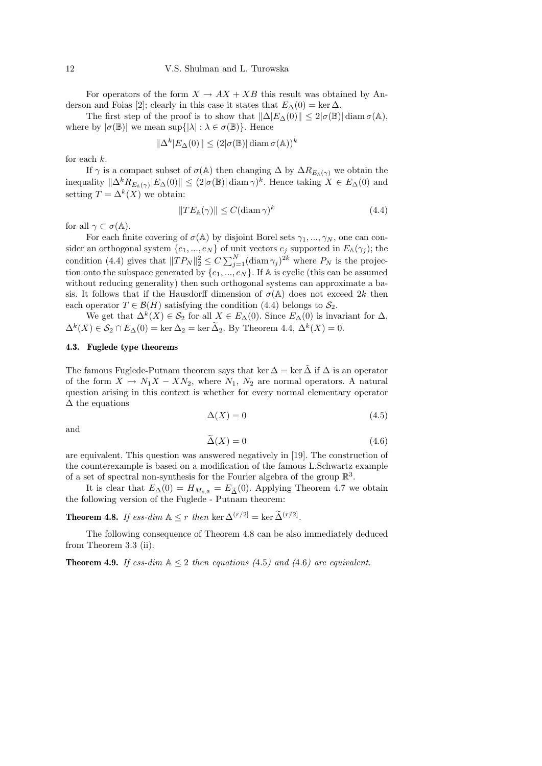For operators of the form $X \to AX + XB$ this result was obtained by Anderson and Foias [2]; clearly in this case it states that $E_\Delta(0) = \ker \Delta$.

The first step of the proof is to show that $\|\Delta|E_\Delta(0)\| \le 2|\sigma(\mathbb{B})| \operatorname{diam} \sigma(\mathbb{A})$, where by $|\sigma(\mathbb{B})|$ we mean $\sup\{|\lambda| : \lambda \in \sigma(\mathbb{B})\}$. Hence

$$\|\Delta^k|E_\Delta(0)\| \le (2|\sigma(\mathbb{B})| \operatorname{diam} \sigma(\mathbb{A}))^k$$

for each $k$.

If $\gamma$ is a compact subset of $\sigma(\mathbb{A})$ then changing $\Delta$ by $\Delta R_{E_{\mathbb{A}}(\gamma)}$ we obtain the inequality $\|\Delta^k R_{E_{\mathbb{A}}(\gamma)}|E_\Delta(0)\| \le (2|\sigma(\mathbb{B})| \operatorname{diam} \gamma)^k$. Hence taking $X \in E_\Delta(0)$ and setting $T = \Delta^k(X)$ we obtain:

$$\|TE_{\mathbb{A}}(\gamma)\| \le C(\operatorname{diam} \gamma)^k \tag{4.4}$$

for all $\gamma \subset \sigma(\mathbb{A})$.

For each finite covering of $\sigma(\mathbb{A})$ by disjoint Borel sets $\gamma_1, ..., \gamma_N$, one can consider an orthogonal system $\{e_1, ..., e_N\}$ of unit vectors $e_j$ supported in $E_{\mathbb{A}}(\gamma_j)$; the condition (4.4) gives that $\|TP_N\|_2^2 \le C \sum_{j=1}^N (\operatorname{diam} \gamma_j)^{2k}$ where $P_N$ is the projection onto the subspace generated by $\{e_1, ..., e_N\}$. If $\mathbb{A}$ is cyclic (this can be assumed without reducing generality) then such orthogonal systems can approximate a basis. It follows that if the Hausdorff dimension of $\sigma(\mathbb{A})$ does not exceed $2k$ then each operator $T \in \mathcal{B}(H)$ satisfying the condition (4.4) belongs to $\mathcal{S}_2$.

We get that $\Delta^k(X) \in \mathcal{S}_2$ for all $X \in E_\Delta(0)$. Since $E_\Delta(0)$ is invariant for $\Delta$, $\Delta^k(X) \in \mathcal{S}_2 \cap E_\Delta(0) = \ker \Delta_2 = \ker \widetilde{\Delta}_2$. By Theorem 4.4, $\Delta^k(X) = 0$.

### 4.3. Fuglede type theorems

The famous Fuglede-Putnam theorem says that $\ker \Delta = \ker \tilde{\Delta}$ if $\Delta$ is an operator of the form $X \mapsto N_1 X - X N_2$, where $N_1$, $N_2$ are normal operators. A natural question arising in this context is whether for every normal elementary operator $\Delta$ the equations

$$\Delta(X) = 0 \tag{4.5}$$

and

$$\widetilde{\Delta}(X) = 0 \tag{4.6}$$

are equivalent. This question was answered negatively in [19]. The construction of the counterexample is based on a modification of the famous L.Schwartz example of a set of spectral non-synthesis for the Fourier algebra of the group $\mathbb{R}^3$.

It is clear that $E_\Delta(0) = H_{M_{\mathbb{A},\mathbb{B}}} = E_{\widetilde{\Delta}}(0)$. Applying Theorem 4.7 we obtain the following version of the Fuglede - Putnam theorem:

**Theorem 4.8.** *If ess-dim $\mathbb{A} \le r$ then $\ker \Delta^{(r/2]} = \ker \widetilde{\Delta}^{(r/2]}$.*

The following consequence of Theorem 4.8 can be also immediately deduced from Theorem 3.3 (ii).

**Theorem 4.9.** *If ess-dim $\mathbb{A} \le 2$ then equations (4.5) and (4.6) are equivalent.*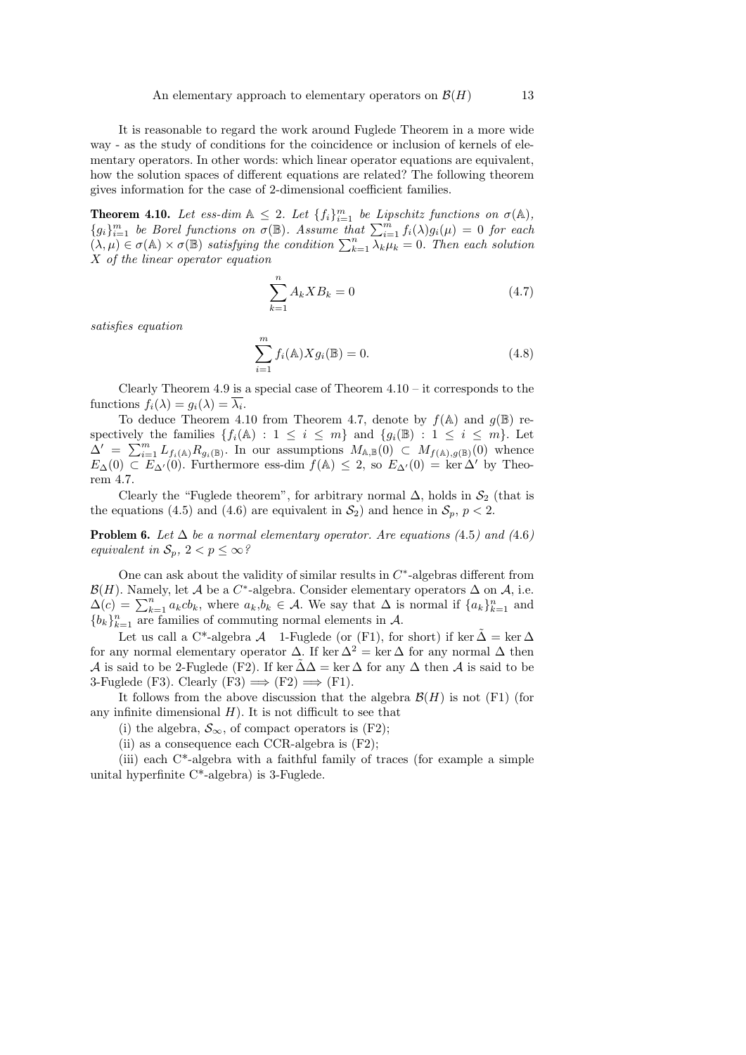It is reasonable to regard the work around Fuglede Theorem in a more wide way - as the study of conditions for the coincidence or inclusion of kernels of elementary operators. In other words: which linear operator equations are equivalent, how the solution spaces of different equations are related? The following theorem gives information for the case of 2-dimensional coefficient families.

**Theorem 4.10.** *Let ess-dim $\mathbb{A} \leq 2$. Let $\{f_i\}_{i=1}^m$ be Lipschitz functions on $\sigma(\mathbb{A})$, $\{g_i\}_{i=1}^m$ be Borel functions on $\sigma(\mathbb{B})$. Assume that $\sum_{i=1}^m f_i(\lambda)g_i(\mu) = 0$ for each $(\lambda, \mu) \in \sigma(\mathbb{A}) \times \sigma(\mathbb{B})$ satisfying the condition $\sum_{k=1}^n \lambda_k \mu_k = 0$. Then each solution $X$ of the linear operator equation*

$$\sum_{k=1}^n A_k X B_k = 0 \tag{4.7}$$

*satisfies equation*

$$\sum_{i=1}^m f_i(\mathbb{A}) X g_i(\mathbb{B}) = 0. \tag{4.8}$$

Clearly Theorem 4.9 is a special case of Theorem 4.10 – it corresponds to the functions $f_i(\lambda) = g_i(\lambda) = \overline{\lambda_i}$.

To deduce Theorem 4.10 from Theorem 4.7, denote by $f(\mathbb{A})$ and $g(\mathbb{B})$ respectively the families $\{f_i(\mathbb{A}) : 1 \leq i \leq m\}$ and $\{g_i(\mathbb{B}) : 1 \leq i \leq m\}$. Let $\Delta' = \sum_{i=1}^m L_{f_i(\mathbb{A})} R_{g_i(\mathbb{B})}$. In our assumptions $M_{\mathbb{A},\mathbb{B}}(0) \subset M_{f(\mathbb{A}),g(\mathbb{B})}(0)$ whence $E_\Delta(0) \subset E_{\Delta'}(0)$. Furthermore ess-dim $f(\mathbb{A}) \leq 2$, so $E_{\Delta'}(0) = \ker \Delta'$ by Theorem 4.7.

Clearly the "Fuglede theorem", for arbitrary normal $\Delta$, holds in $\mathcal{S}_2$ (that is the equations (4.5) and (4.6) are equivalent in $\mathcal{S}_2$) and hence in $\mathcal{S}_p$, $p < 2$.

**Problem 6.** *Let $\Delta$ be a normal elementary operator. Are equations (4.5) and (4.6) equivalent in $\mathcal{S}_p$, $2 < p \leq \infty$?*

One can ask about the validity of similar results in $C^*$-algebras different from $\mathcal{B}(H)$. Namely, let $\mathcal{A}$ be a $C^*$-algebra. Consider elementary operators $\Delta$ on $\mathcal{A}$, i.e. $\Delta(c) = \sum_{k=1}^n a_k c b_k$, where $a_k, b_k \in \mathcal{A}$. We say that $\Delta$ is normal if $\{a_k\}_{k=1}^n$ and $\{b_k\}_{k=1}^n$ are families of commuting normal elements in $\mathcal{A}$.

Let us call a C*-algebra $\mathcal{A}$ 1-Fuglede (or (F1), for short) if $\ker \tilde{\Delta} = \ker \Delta$ for any normal elementary operator $\Delta$. If $\ker \Delta^2 = \ker \Delta$ for any normal $\Delta$ then $\mathcal{A}$ is said to be 2-Fuglede (F2). If $\ker \tilde{\Delta}\Delta = \ker \Delta$ for any $\Delta$ then $\mathcal{A}$ is said to be 3-Fuglede (F3). Clearly (F3) $\Longrightarrow$ (F2) $\Longrightarrow$ (F1).

It follows from the above discussion that the algebra $\mathcal{B}(H)$ is not (F1) (for any infinite dimensional $H$). It is not difficult to see that

(i) the algebra, $\mathcal{S}_\infty$, of compact operators is (F2);

(ii) as a consequence each CCR-algebra is (F2);

(iii) each C*-algebra with a faithful family of traces (for example a simple unital hyperfinite C*-algebra) is 3-Fuglede.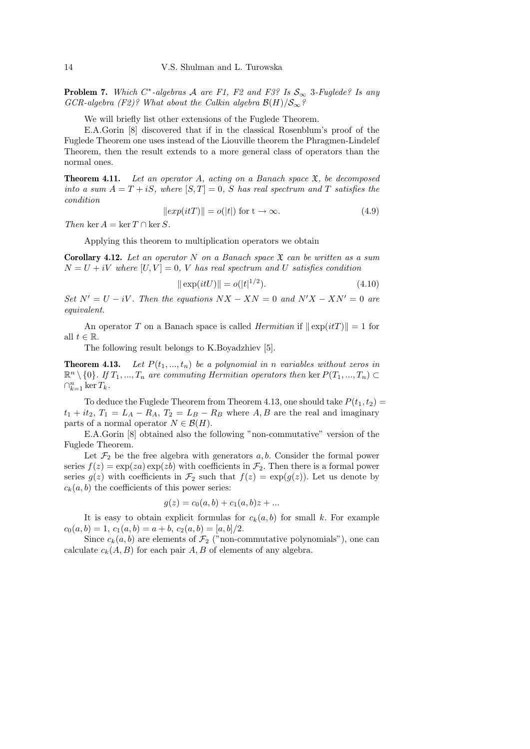**Problem 7.** *Which $C^*$-algebras $\mathcal{A}$ are F1, F2 and F3? Is $\mathcal{S}_\infty$ 3-Fuglede? Is any GCR-algebra (F2)? What about the Calkin algebra $\mathcal{B}(H)/\mathcal{S}_\infty$?*

We will briefly list other extensions of the Fuglede Theorem.

E.A.Gorin [8] discovered that if in the classical Rosenblum's proof of the Fuglede Theorem one uses instead of the Liouville theorem the Phragmen-Lindelef Theorem, then the result extends to a more general class of operators than the normal ones.

**Theorem 4.11.** *Let an operator $A$, acting on a Banach space $\mathfrak{X}$, be decomposed into a sum $A = T + iS$, where $[S,T] = 0$, $S$ has real spectrum and $T$ satisfies the condition*

$$\|exp(itT)\| = o(|t|) \text{ for } t \to \infty. \tag{4.9}$$

*Then* $\ker A = \ker T \cap \ker S$.

Applying this theorem to multiplication operators we obtain

**Corollary 4.12.** *Let an operator $N$ on a Banach space $\mathfrak{X}$ can be written as a sum $N = U + iV$ where $[U,V] = 0$, $V$ has real spectrum and $U$ satisfies condition*

$$\|\exp(itU)\| = o(|t|^{1/2}). \tag{4.10}$$

*Set $N' = U - iV$. Then the equations $NX - XN = 0$ and $N'X - XN' = 0$ are equivalent.*

An operator $T$ on a Banach space is called *Hermitian* if $\|\exp(itT)\| = 1$ for all $t \in \mathbb{R}$.

The following result belongs to K.Boyadzhiev [5].

**Theorem 4.13.** *Let $P(t_1, ..., t_n)$ be a polynomial in $n$ variables without zeros in $\mathbb{R}^n \setminus \{0\}$. If $T_1, ..., T_n$ are commuting Hermitian operators then* $\ker P(T_1, ..., T_n) \subset \cap_{k=1}^n \ker T_k$.

To deduce the Fuglede Theorem from Theorem 4.13, one should take $P(t_1, t_2) = t_1 + it_2$, $T_1 = L_A - R_A$, $T_2 = L_B - R_B$ where $A, B$ are the real and imaginary parts of a normal operator $N \in \mathcal{B}(H)$.

E.A.Gorin [8] obtained also the following "non-commutative" version of the Fuglede Theorem.

Let $\mathcal{F}_2$ be the free algebra with generators $a, b$. Consider the formal power series $f(z) = \exp(za)\exp(zb)$ with coefficients in $\mathcal{F}_2$. Then there is a formal power series $g(z)$ with coefficients in $\mathcal{F}_2$ such that $f(z) = \exp(g(z))$. Let us denote by $c_k(a,b)$ the coefficients of this power series:

$$g(z) = c_0(a,b) + c_1(a,b)z + ...$$

It is easy to obtain explicit formulas for $c_k(a,b)$ for small $k$. For example $c_0(a,b) = 1$, $c_1(a,b) = a + b$, $c_2(a,b) = [a,b]/2$.

Since $c_k(a,b)$ are elements of $\mathcal{F}_2$ ("non-commutative polynomials"), one can calculate $c_k(A,B)$ for each pair $A, B$ of elements of any algebra.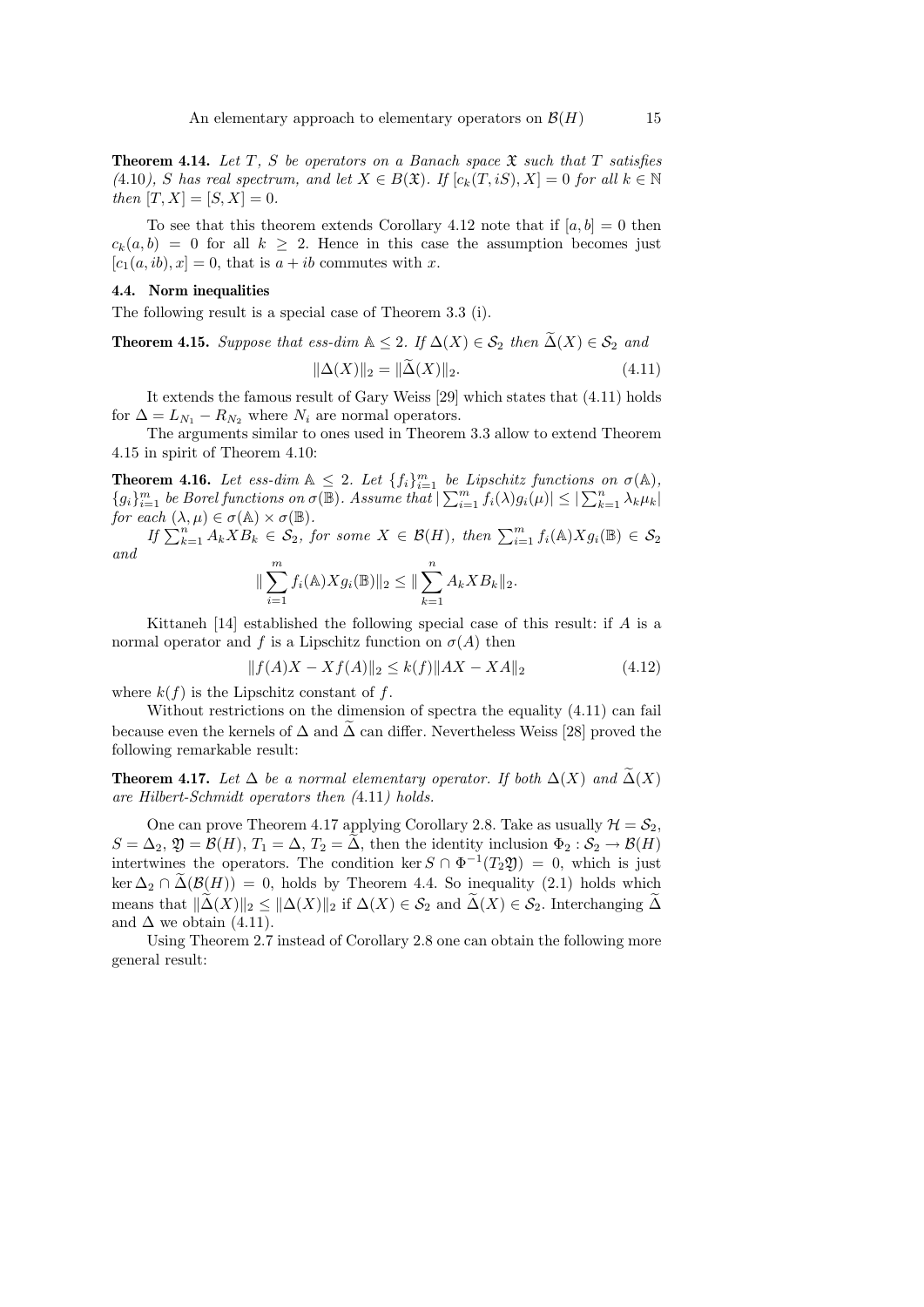**Theorem 4.14.** *Let $T$, $S$ be operators on a Banach space $\mathfrak{X}$ such that $T$ satisfies (4.10), $S$ has real spectrum, and let $X \in B(\mathfrak{X})$. If $[c_k(T, iS), X] = 0$ for all $k \in \mathbb{N}$ then $[T, X] = [S, X] = 0$.*

To see that this theorem extends Corollary 4.12 note that if $[a, b] = 0$ then $c_k(a, b) = 0$ for all $k \geq 2$. Hence in this case the assumption becomes just $[c_1(a, ib), x] = 0$, that is $a + ib$ commutes with $x$.

### 4.4. Norm inequalities

The following result is a special case of Theorem 3.3 (i).

**Theorem 4.15.** *Suppose that ess-dim $\mathbb{A} \leq 2$. If $\Delta(X) \in \mathcal{S}_2$ then $\widetilde{\Delta}(X) \in \mathcal{S}_2$ and*

$$\|\Delta(X)\|_2 = \|\widetilde{\Delta}(X)\|_2. \tag{4.11}$$

It extends the famous result of Gary Weiss [29] which states that (4.11) holds for $\Delta = L_{N_1} - R_{N_2}$ where $N_i$ are normal operators.

The arguments similar to ones used in Theorem 3.3 allow to extend Theorem 4.15 in spirit of Theorem 4.10:

**Theorem 4.16.** *Let ess-dim $\mathbb{A} \leq 2$. Let $\{f_i\}_{i=1}^m$ be Lipschitz functions on $\sigma(\mathbb{A})$, $\{g_i\}_{i=1}^m$ be Borel functions on $\sigma(\mathbb{B})$. Assume that $|\sum_{i=1}^m f_i(\lambda) g_i(\mu)| \leq |\sum_{k=1}^n \lambda_k \mu_k|$ for each $(\lambda, \mu) \in \sigma(\mathbb{A}) \times \sigma(\mathbb{B})$.*

*If $\sum_{k=1}^n A_k X B_k \in \mathcal{S}_2$, for some $X \in \mathcal{B}(H)$, then $\sum_{i=1}^m f_i(\mathbb{A}) X g_i(\mathbb{B}) \in \mathcal{S}_2$ and*

$$\|\sum_{i=1}^m f_i(\mathbb{A}) X g_i(\mathbb{B})\|_2 \leq \|\sum_{k=1}^n A_k X B_k\|_2.$$

Kittaneh [14] established the following special case of this result: if $A$ is a normal operator and $f$ is a Lipschitz function on $\sigma(A)$ then

$$\|f(A)X - Xf(A)\|_2 \leq k(f)\|AX - XA\|_2 \tag{4.12}$$

where $k(f)$ is the Lipschitz constant of $f$.

Without restrictions on the dimension of spectra the equality (4.11) can fail because even the kernels of $\Delta$ and $\widetilde{\Delta}$ can differ. Nevertheless Weiss [28] proved the following remarkable result:

**Theorem 4.17.** *Let $\Delta$ be a normal elementary operator. If both $\Delta(X)$ and $\widetilde{\Delta}(X)$ are Hilbert-Schmidt operators then (4.11) holds.*

One can prove Theorem 4.17 applying Corollary 2.8. Take as usually $\mathcal{H} = \mathcal{S}_2$, $S = \Delta_2$, $\mathfrak{Y} = \mathcal{B}(H)$, $T_1 = \Delta$, $T_2 = \widetilde{\Delta}$, then the identity inclusion $\Phi_2 : \mathcal{S}_2 \to \mathcal{B}(H)$ intertwines the operators. The condition $\ker S \cap \Phi^{-1}(T_2\mathfrak{Y}) = 0$, which is just $\ker \Delta_2 \cap \widetilde{\Delta}(\mathcal{B}(H)) = 0$, holds by Theorem 4.4. So inequality (2.1) holds which means that $\|\widetilde{\Delta}(X)\|_2 \leq \|\Delta(X)\|_2$ if $\Delta(X) \in \mathcal{S}_2$ and $\widetilde{\Delta}(X) \in \mathcal{S}_2$. Interchanging $\widetilde{\Delta}$ and $\Delta$ we obtain (4.11).

Using Theorem 2.7 instead of Corollary 2.8 one can obtain the following more general result: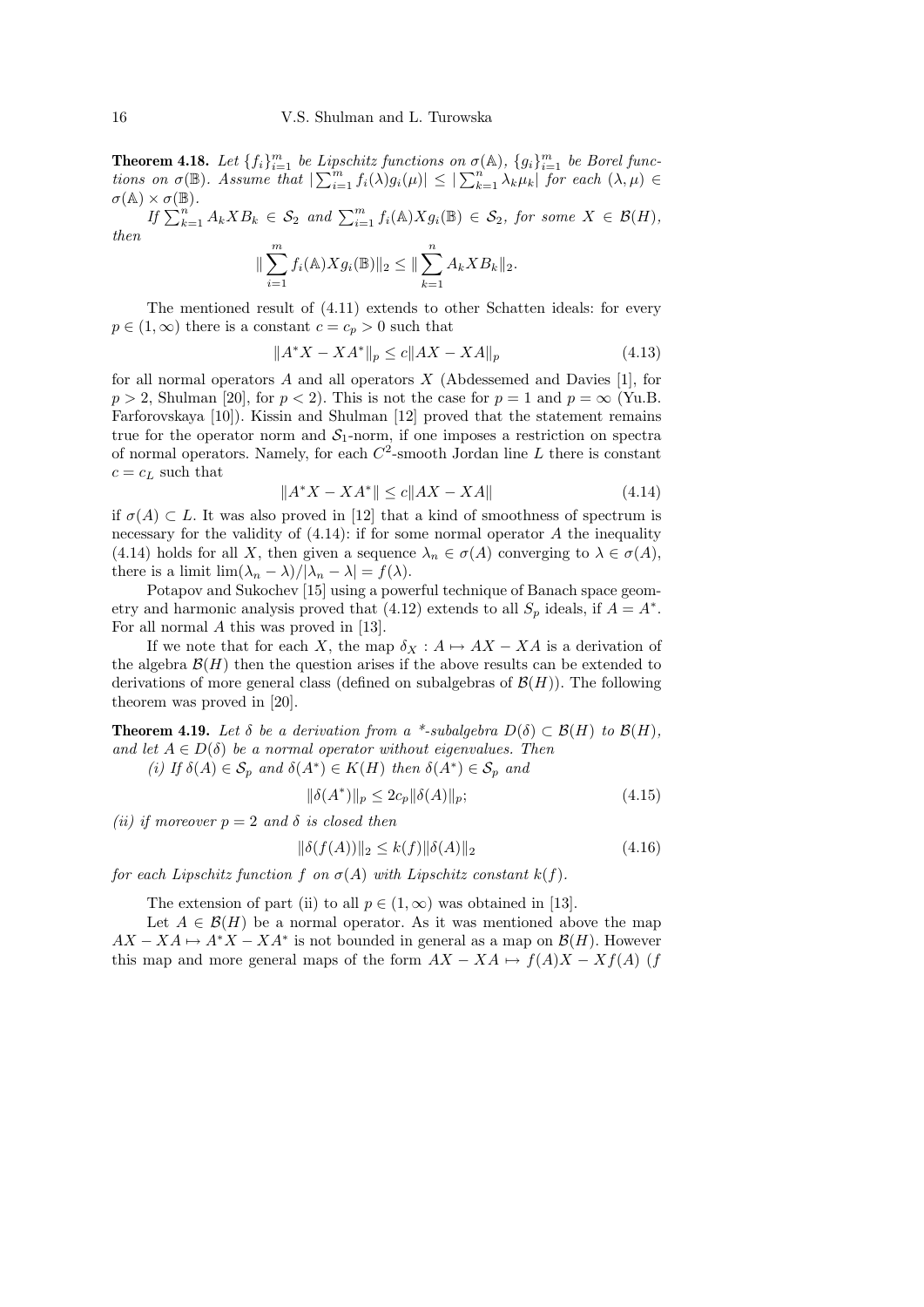**Theorem 4.18.** *Let $\{f_i\}_{i=1}^m$ be Lipschitz functions on $\sigma(\mathbb{A})$, $\{g_i\}_{i=1}^m$ be Borel functions on $\sigma(\mathbb{B})$. Assume that $|\sum_{i=1}^m f_i(\lambda)g_i(\mu)| \le |\sum_{k=1}^n \lambda_k\mu_k|$ for each $(\lambda, \mu) \in \sigma(\mathbb{A}) \times \sigma(\mathbb{B})$.*

*If $\sum_{k=1}^n A_k X B_k \in \mathcal{S}_2$ and $\sum_{i=1}^m f_i(\mathbb{A}) X g_i(\mathbb{B}) \in \mathcal{S}_2$, for some $X \in \mathcal{B}(H)$, then*

$$\|\sum_{i=1}^m f_i(\mathbb{A}) X g_i(\mathbb{B})\|_2 \le \|\sum_{k=1}^n A_k X B_k\|_2.$$

The mentioned result of (4.11) extends to other Schatten ideals: for every $p \in (1, \infty)$ there is a constant $c = c_p > 0$ such that

$$\|A^*X - XA^*\|_p \le c\|AX - XA\|_p \tag{4.13}$$

for all normal operators $A$ and all operators $X$ (Abdessemed and Davies [1], for $p > 2$, Shulman [20], for $p < 2$). This is not the case for $p = 1$ and $p = \infty$ (Yu.B. Farforovskaya [10]). Kissin and Shulman [12] proved that the statement remains true for the operator norm and $\mathcal{S}_1$-norm, if one imposes a restriction on spectra of normal operators. Namely, for each $C^2$-smooth Jordan line $L$ there is constant $c = c_L$ such that

$$\|A^*X - XA^*\| \le c\|AX - XA\| \tag{4.14}$$

if $\sigma(A) \subset L$. It was also proved in [12] that a kind of smoothness of spectrum is necessary for the validity of (4.14): if for some normal operator $A$ the inequality (4.14) holds for all $X$, then given a sequence $\lambda_n \in \sigma(A)$ converging to $\lambda \in \sigma(A)$, there is a limit $\lim(\lambda_n - \lambda)/|\lambda_n - \lambda| = f(\lambda)$.

Potapov and Sukochev [15] using a powerful technique of Banach space geometry and harmonic analysis proved that (4.12) extends to all $S_p$ ideals, if $A = A^*$. For all normal $A$ this was proved in [13].

If we note that for each $X$, the map $\delta_X : A \mapsto AX - XA$ is a derivation of the algebra $\mathcal{B}(H)$ then the question arises if the above results can be extended to derivations of more general class (defined on subalgebras of $\mathcal{B}(H)$). The following theorem was proved in [20].

**Theorem 4.19.** *Let $\delta$ be a derivation from a \*-subalgebra $D(\delta) \subset \mathcal{B}(H)$ to $\mathcal{B}(H)$, and let $A \in D(\delta)$ be a normal operator without eigenvalues. Then*

*(i) If $\delta(A) \in \mathcal{S}_p$ and $\delta(A^*) \in K(H)$ then $\delta(A^*) \in \mathcal{S}_p$ and*

$$\|\delta(A^*)\|_p \le 2c_p\|\delta(A)\|_p; \tag{4.15}$$

*(ii) if moreover $p = 2$ and $\delta$ is closed then*

$$\|\delta(f(A))\|_2 \le k(f)\|\delta(A)\|_2 \tag{4.16}$$

*for each Lipschitz function $f$ on $\sigma(A)$ with Lipschitz constant $k(f)$.*

The extension of part (ii) to all $p \in (1, \infty)$ was obtained in [13].

Let $A \in \mathcal{B}(H)$ be a normal operator. As it was mentioned above the map $AX - XA \mapsto A^*X - XA^*$ is not bounded in general as a map on $\mathcal{B}(H)$. However this map and more general maps of the form $AX - XA \mapsto f(A)X - Xf(A)$ ($f$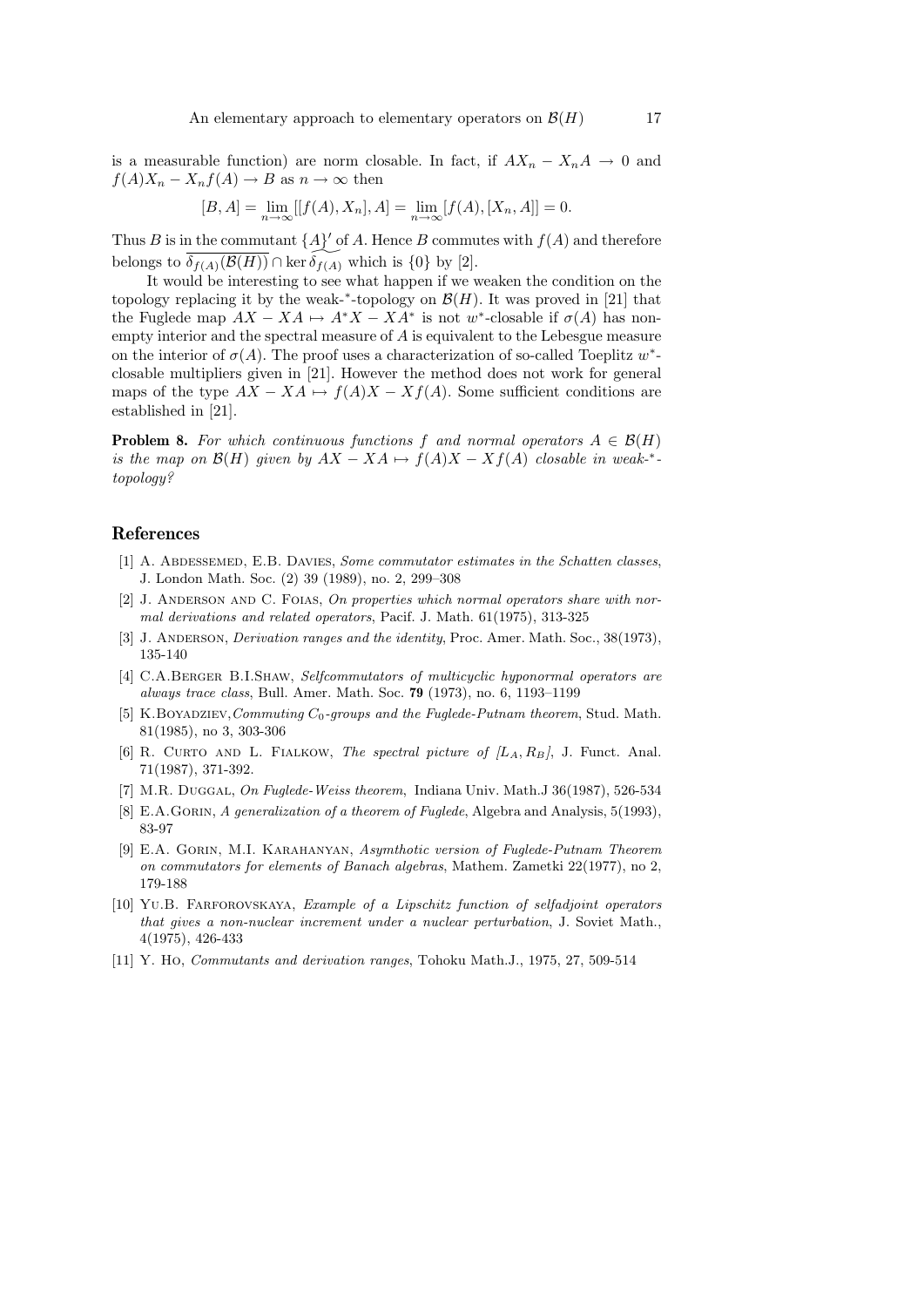is a measurable function) are norm closable. In fact, if $AX_n - X_nA \to 0$ and $f(A)X_n - X_nf(A) \to B$ as $n \to \infty$ then

$$[B, A] = \lim_{n\to\infty}[[f(A), X_n], A] = \lim_{n\to\infty}[f(A), [X_n, A]] = 0.$$

Thus $B$ is in the commutant $\underbrace{\{A\}'}$ of $A$. Hence $B$ commutes with $f(A)$ and therefore belongs to $\overline{\delta_{f(A)}(\mathcal{B}(H))} \cap \ker \widetilde{\delta_{f(A)}}$ which is $\{0\}$ by [2].

It would be interesting to see what happen if we weaken the condition on the topology replacing it by the weak-$^*$-topology on $\mathcal{B}(H)$. It was proved in [21] that the Fuglede map $AX - XA \mapsto A^*X - XA^*$ is not $w^*$-closable if $\sigma(A)$ has non-empty interior and the spectral measure of $A$ is equivalent to the Lebesgue measure on the interior of $\sigma(A)$. The proof uses a characterization of so-called Toeplitz $w^*$-closable multipliers given in [21]. However the method does not work for general maps of the type $AX - XA \mapsto f(A)X - Xf(A)$. Some sufficient conditions are established in [21].

**Problem 8.** *For which continuous functions $f$ and normal operators $A \in \mathcal{B}(H)$ is the map on $\mathcal{B}(H)$ given by $AX - XA \mapsto f(A)X - Xf(A)$ closable in weak-$^*$-topology?*

## References

[1] A. Abdessemed, E.B. Davies, *Some commutator estimates in the Schatten classes*, J. London Math. Soc. (2) 39 (1989), no. 2, 299–308

[2] J. Anderson and C. Foias, *On properties which normal operators share with normal derivations and related operators*, Pacif. J. Math. 61(1975), 313-325

[3] J. Anderson, *Derivation ranges and the identity*, Proc. Amer. Math. Soc., 38(1973), 135-140

[4] C.A.Berger B.I.Shaw, *Selfcommutators of multicyclic hyponormal operators are always trace class*, Bull. Amer. Math. Soc. **79** (1973), no. 6, 1193–1199

[5] K.Boyadziev, *Commuting $C_0$-groups and the Fuglede-Putnam theorem*, Stud. Math. 81(1985), no 3, 303-306

[6] R. Curto and L. Fialkow, *The spectral picture of $[L_A, R_B]$*, J. Funct. Anal. 71(1987), 371-392.

[7] M.R. Duggal, *On Fuglede-Weiss theorem*, Indiana Univ. Math.J 36(1987), 526-534

[8] E.A.Gorin, *A generalization of a theorem of Fuglede*, Algebra and Analysis, 5(1993), 83-97

[9] E.A. Gorin, M.I. Karahanyan, *Asymthotic version of Fuglede-Putnam Theorem on commutators for elements of Banach algebras*, Mathem. Zametki 22(1977), no 2, 179-188

[10] Yu.B. Farforovskaya, *Example of a Lipschitz function of selfadjoint operators that gives a non-nuclear increment under a nuclear perturbation*, J. Soviet Math., 4(1975), 426-433

[11] Y. Ho, *Commutants and derivation ranges*, Tohoku Math.J., 1975, 27, 509-514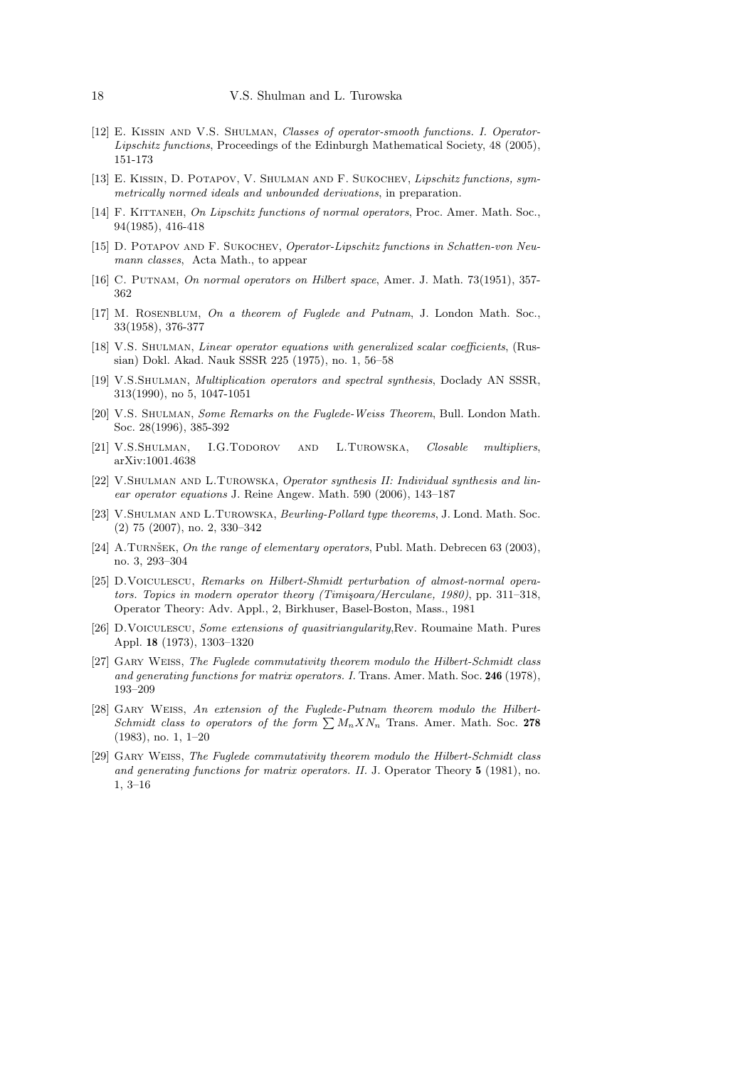[12] E. Kissin and V.S. Shulman, *Classes of operator-smooth functions. I. Operator-Lipschitz functions*, Proceedings of the Edinburgh Mathematical Society, 48 (2005), 151-173

[13] E. Kissin, D. Potapov, V. Shulman and F. Sukochev, *Lipschitz functions, symmetrically normed ideals and unbounded derivations*, in preparation.

[14] F. Kittaneh, *On Lipschitz functions of normal operators*, Proc. Amer. Math. Soc., 94(1985), 416-418

[15] D. Potapov and F. Sukochev, *Operator-Lipschitz functions in Schatten-von Neumann classes*, Acta Math., to appear

[16] C. Putnam, *On normal operators on Hilbert space*, Amer. J. Math. 73(1951), 357-362

[17] M. Rosenblum, *On a theorem of Fuglede and Putnam*, J. London Math. Soc., 33(1958), 376-377

[18] V.S. Shulman, *Linear operator equations with generalized scalar coefficients*, (Russian) Dokl. Akad. Nauk SSSR 225 (1975), no. 1, 56–58

[19] V.S.Shulman, *Multiplication operators and spectral synthesis*, Doclady AN SSSR, 313(1990), no 5, 1047-1051

[20] V.S. Shulman, *Some Remarks on the Fuglede-Weiss Theorem*, Bull. London Math. Soc. 28(1996), 385-392

[21] V.S.Shulman, I.G.Todorov and L.Turowska, *Closable multipliers*, arXiv:1001.4638

[22] V.Shulman and L.Turowska, *Operator synthesis II: Individual synthesis and linear operator equations* J. Reine Angew. Math. 590 (2006), 143–187

[23] V.Shulman and L.Turowska, *Beurling-Pollard type theorems*, J. Lond. Math. Soc. (2) 75 (2007), no. 2, 330–342

[24] A.Turnšek, *On the range of elementary operators*, Publ. Math. Debrecen 63 (2003), no. 3, 293–304

[25] D.Voiculescu, *Remarks on Hilbert-Shmidt perturbation of almost-normal operators. Topics in modern operator theory (Timişoara/Herculane, 1980)*, pp. 311–318, Operator Theory: Adv. Appl., 2, Birkhuser, Basel-Boston, Mass., 1981

[26] D.Voiculescu, *Some extensions of quasitriangularity*,Rev. Roumaine Math. Pures Appl. **18** (1973), 1303–1320

[27] Gary Weiss, *The Fuglede commutativity theorem modulo the Hilbert-Schmidt class and generating functions for matrix operators. I.* Trans. Amer. Math. Soc. **246** (1978), 193–209

[28] Gary Weiss, *An extension of the Fuglede-Putnam theorem modulo the Hilbert-Schmidt class to operators of the form $\sum M_n X N_n$* Trans. Amer. Math. Soc. **278** (1983), no. 1, 1–20

[29] Gary Weiss, *The Fuglede commutativity theorem modulo the Hilbert-Schmidt class and generating functions for matrix operators. II.* J. Operator Theory **5** (1981), no. 1, 3–16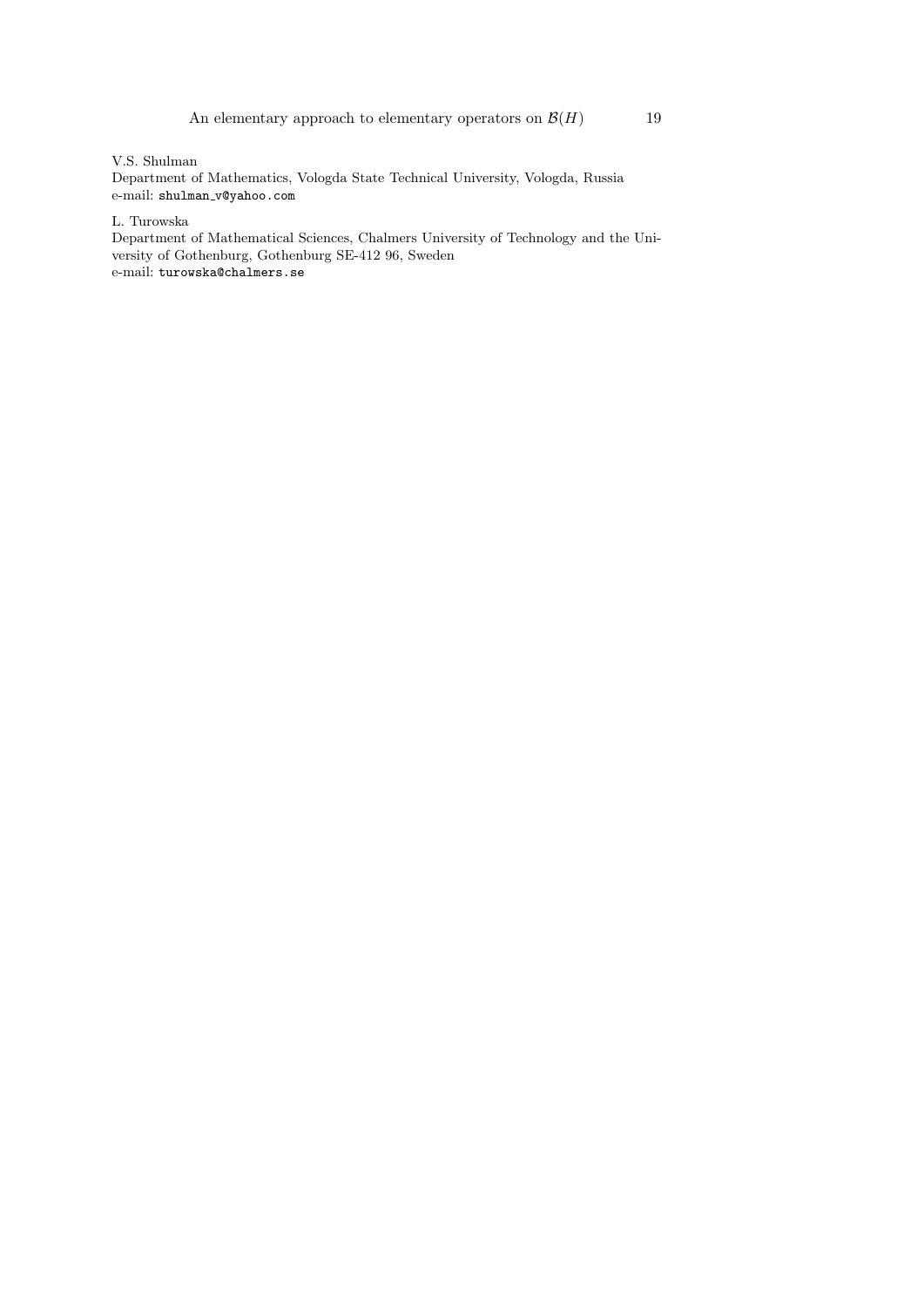V.S. Shulman
Department of Mathematics, Vologda State Technical University, Vologda, Russia
e-mail: shulman_v@yahoo.com

L. Turowska
Department of Mathematical Sciences, Chalmers University of Technology and the University of Gothenburg, Gothenburg SE-412 96, Sweden
e-mail: turowska@chalmers.se